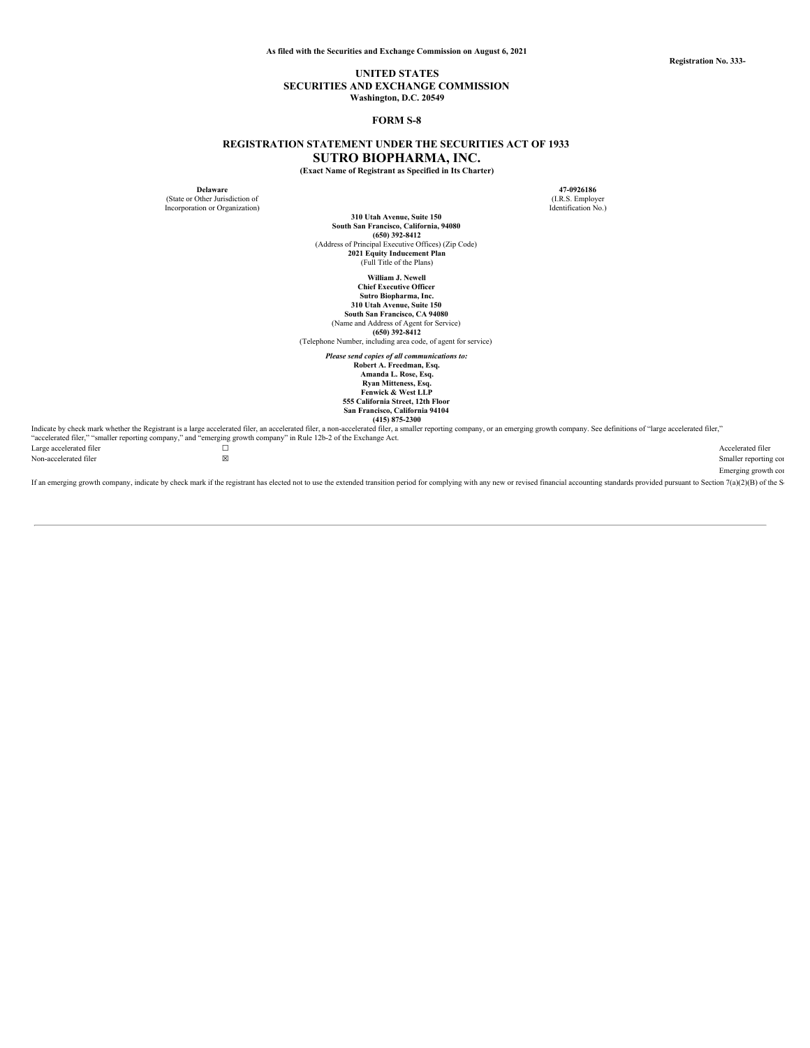**As filed with the Securities and Exchange Commission on August 6, 2021**

**Registration No. 333-**

# UNITED STATES
## SECURITIES AND EXCHANGE COMMISSION
**Washington, D.C. 20549**

## FORM S-8

## REGISTRATION STATEMENT UNDER THE SECURITIES ACT OF 1933
# SUTRO BIOPHARMA, INC.
**(Exact Name of Registrant as Specified in Its Charter)**

| **Delaware** | **47-0926186** |
|---|---|
| (State or Other Jurisdiction of Incorporation or Organization) | (I.R.S. Employer Identification No.) |

**310 Utah Avenue, Suite 150**
**South San Francisco, California, 94080**
**(650) 392-8412**
(Address of Principal Executive Offices) (Zip Code)

**2021 Equity Inducement Plan**
(Full Title of the Plans)

**William J. Newell**
**Chief Executive Officer**
**Sutro Biopharma, Inc.**
**310 Utah Avenue, Suite 150**
**South San Francisco, CA 94080**
(Name and Address of Agent for Service)
**(650) 392-8412**
(Telephone Number, including area code, of agent for service)

***Please send copies of all communications to:***
**Robert A. Freedman, Esq.**
**Amanda L. Rose, Esq.**
**Ryan Mitteness, Esq.**
**Fenwick & West LLP**
**555 California Street, 12th Floor**
**San Francisco, California 94104**
**(415) 875-2300**

Indicate by check mark whether the Registrant is a large accelerated filer, an accelerated filer, a non-accelerated filer, a smaller reporting company, or an emerging growth company. See definitions of "large accelerated filer," "accelerated filer," "smaller reporting company," and "emerging growth company" in Rule 12b-2 of the Exchange Act.

| | | |
|---|---|---|
| Large accelerated filer | ☐ | Accelerated filer |
| Non-accelerated filer | ☒ | Smaller reporting cor |
| | | Emerging growth cor |

If an emerging growth company, indicate by check mark if the registrant has elected not to use the extended transition period for complying with any new or revised financial accounting standards provided pursuant to Section 7(a)(2)(B) of the S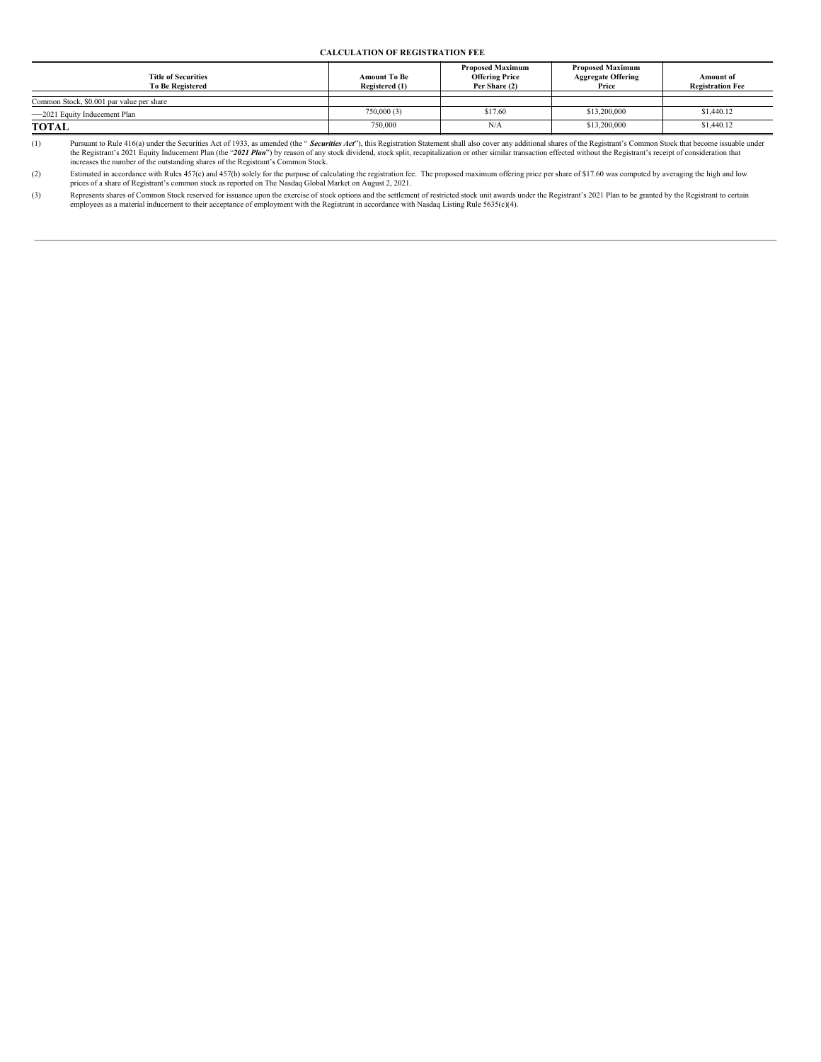**CALCULATION OF REGISTRATION FEE**

| Title of Securities To Be Registered | Amount To Be Registered (1) | Proposed Maximum Offering Price Per Share (2) | Proposed Maximum Aggregate Offering Price | Amount of Registration Fee |
|---|---|---|---|---|
| Common Stock, $0.001 par value per share | | | | |
| —2021 Equity Inducement Plan | 750,000 (3) | $17.60 | $13,200,000 | $1,440.12 |
| **TOTAL** | 750,000 | N/A | $13,200,000 | $1,440.12 |

(1) Pursuant to Rule 416(a) under the Securities Act of 1933, as amended (the "***Securities Act***"), this Registration Statement shall also cover any additional shares of the Registrant's Common Stock that become issuable under the Registrant's 2021 Equity Inducement Plan (the "***2021 Plan***") by reason of any stock dividend, stock split, recapitalization or other similar transaction effected without the Registrant's receipt of consideration that increases the number of the outstanding shares of the Registrant's Common Stock.

(2) Estimated in accordance with Rules 457(c) and 457(h) solely for the purpose of calculating the registration fee. The proposed maximum offering price per share of $17.60 was computed by averaging the high and low prices of a share of Registrant's common stock as reported on The Nasdaq Global Market on August 2, 2021.

(3) Represents shares of Common Stock reserved for issuance upon the exercise of stock options and the settlement of restricted stock unit awards under the Registrant's 2021 Plan to be granted by the Registrant to certain employees as a material inducement to their acceptance of employment with the Registrant in accordance with Nasdaq Listing Rule 5635(c)(4).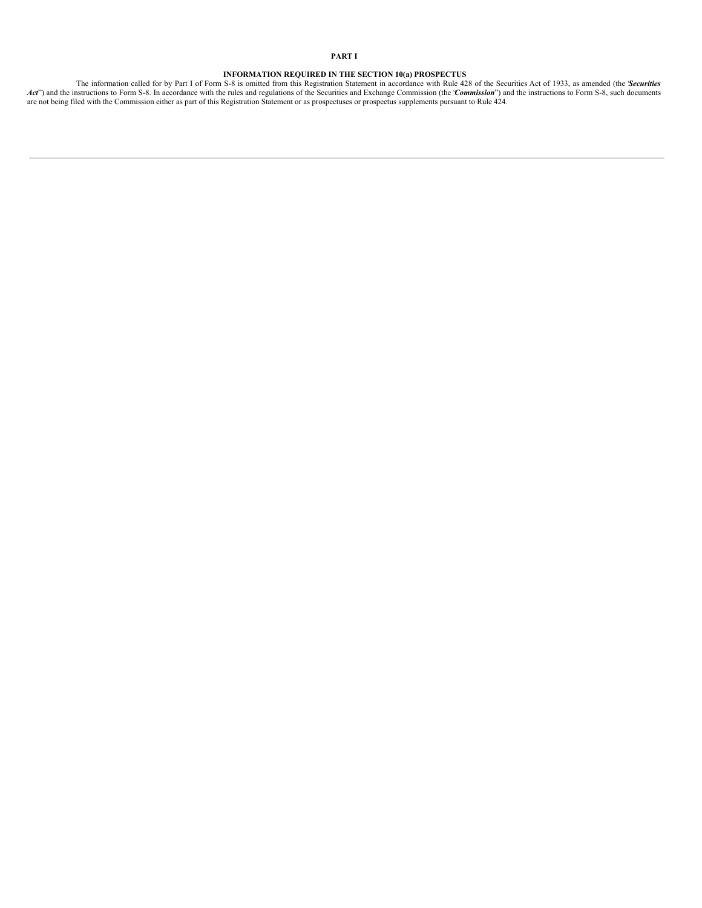# PART I

## INFORMATION REQUIRED IN THE SECTION 10(a) PROSPECTUS

The information called for by Part I of Form S-8 is omitted from this Registration Statement in accordance with Rule 428 of the Securities Act of 1933, as amended (the "***Securities Act***") and the instructions to Form S-8. In accordance with the rules and regulations of the Securities and Exchange Commission (the "***Commission***") and the instructions to Form S-8, such documents are not being filed with the Commission either as part of this Registration Statement or as prospectuses or prospectus supplements pursuant to Rule 424.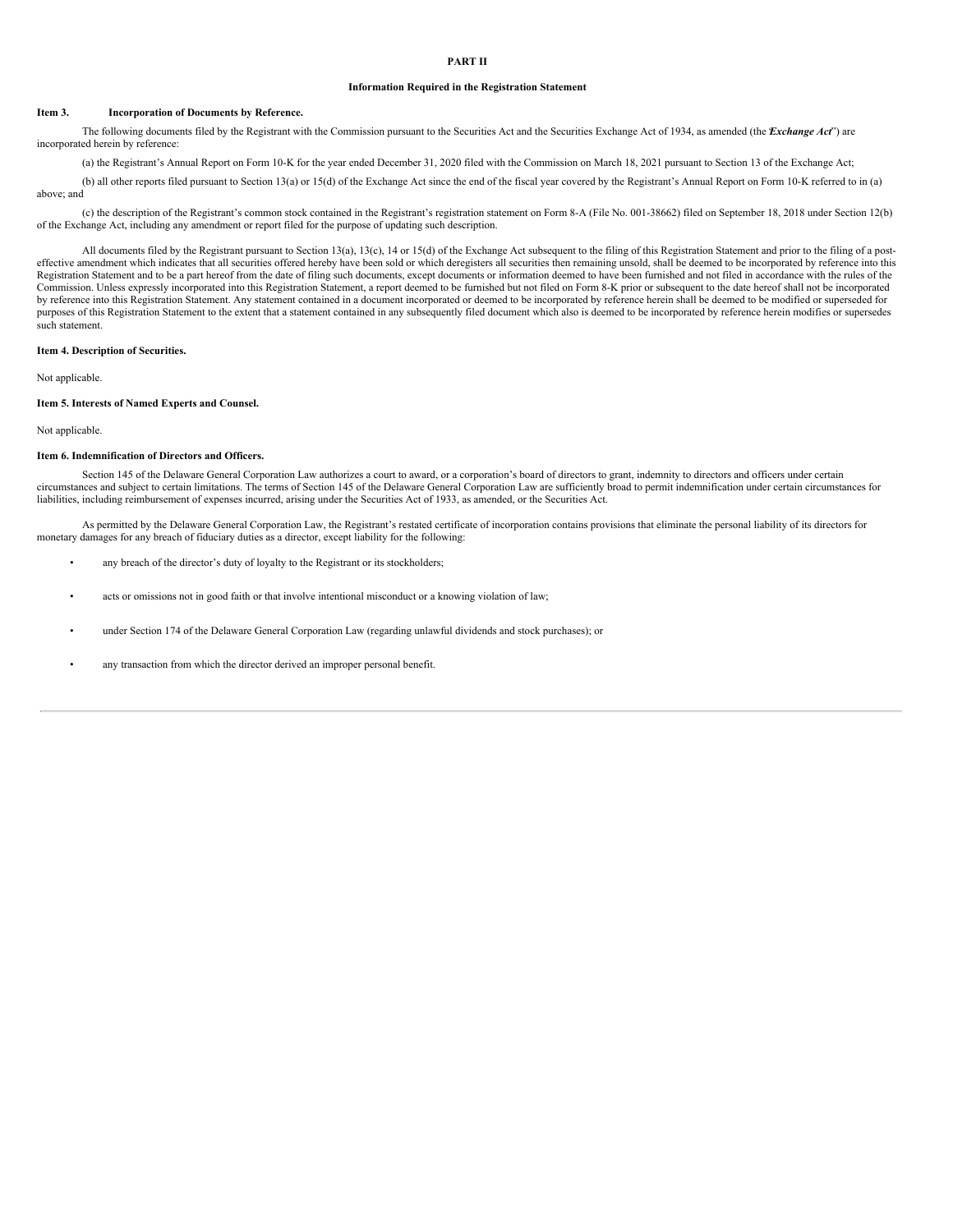**PART II**

**Information Required in the Registration Statement**

**Item 3. Incorporation of Documents by Reference.**

The following documents filed by the Registrant with the Commission pursuant to the Securities Act and the Securities Exchange Act of 1934, as amended (the "***Exchange Act***") are incorporated herein by reference:

(a) the Registrant's Annual Report on Form 10-K for the year ended December 31, 2020 filed with the Commission on March 18, 2021 pursuant to Section 13 of the Exchange Act;

(b) all other reports filed pursuant to Section 13(a) or 15(d) of the Exchange Act since the end of the fiscal year covered by the Registrant's Annual Report on Form 10-K referred to in (a) above; and

(c) the description of the Registrant's common stock contained in the Registrant's registration statement on Form 8-A (File No. 001-38662) filed on September 18, 2018 under Section 12(b) of the Exchange Act, including any amendment or report filed for the purpose of updating such description.

All documents filed by the Registrant pursuant to Section 13(a), 13(c), 14 or 15(d) of the Exchange Act subsequent to the filing of this Registration Statement and prior to the filing of a post-effective amendment which indicates that all securities offered hereby have been sold or which deregisters all securities then remaining unsold, shall be deemed to be incorporated by reference into this Registration Statement and to be a part hereof from the date of filing such documents, except documents or information deemed to have been furnished and not filed in accordance with the rules of the Commission. Unless expressly incorporated into this Registration Statement, a report deemed to be furnished but not filed on Form 8-K prior or subsequent to the date hereof shall not be incorporated by reference into this Registration Statement. Any statement contained in a document incorporated or deemed to be incorporated by reference herein shall be deemed to be modified or superseded for purposes of this Registration Statement to the extent that a statement contained in any subsequently filed document which also is deemed to be incorporated by reference herein modifies or supersedes such statement.

**Item 4. Description of Securities.**

Not applicable.

**Item 5. Interests of Named Experts and Counsel.**

Not applicable.

**Item 6. Indemnification of Directors and Officers.**

Section 145 of the Delaware General Corporation Law authorizes a court to award, or a corporation's board of directors to grant, indemnity to directors and officers under certain circumstances and subject to certain limitations. The terms of Section 145 of the Delaware General Corporation Law are sufficiently broad to permit indemnification under certain circumstances for liabilities, including reimbursement of expenses incurred, arising under the Securities Act of 1933, as amended, or the Securities Act.

As permitted by the Delaware General Corporation Law, the Registrant's restated certificate of incorporation contains provisions that eliminate the personal liability of its directors for monetary damages for any breach of fiduciary duties as a director, except liability for the following:

- any breach of the director's duty of loyalty to the Registrant or its stockholders;
- acts or omissions not in good faith or that involve intentional misconduct or a knowing violation of law;
- under Section 174 of the Delaware General Corporation Law (regarding unlawful dividends and stock purchases); or
- any transaction from which the director derived an improper personal benefit.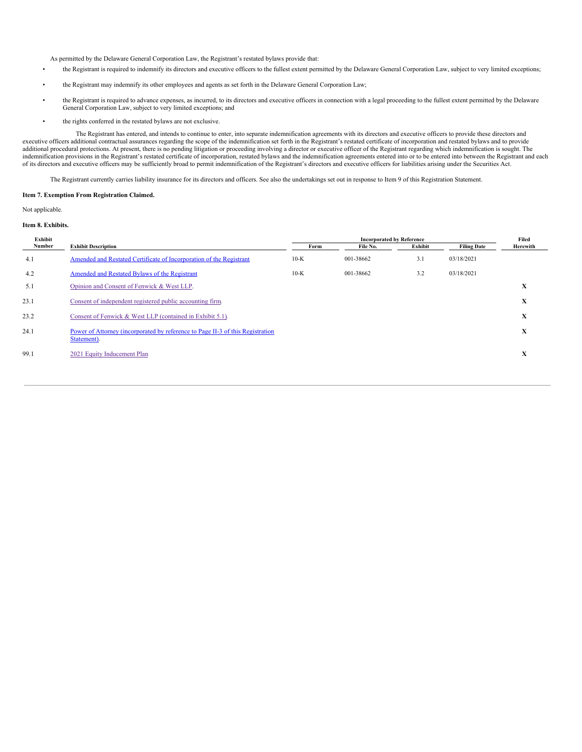As permitted by the Delaware General Corporation Law, the Registrant's restated bylaws provide that:

- the Registrant is required to indemnify its directors and executive officers to the fullest extent permitted by the Delaware General Corporation Law, subject to very limited exceptions;
- the Registrant may indemnify its other employees and agents as set forth in the Delaware General Corporation Law;
- the Registrant is required to advance expenses, as incurred, to its directors and executive officers in connection with a legal proceeding to the fullest extent permitted by the Delaware General Corporation Law, subject to very limited exceptions; and
- the rights conferred in the restated bylaws are not exclusive.

The Registrant has entered, and intends to continue to enter, into separate indemnification agreements with its directors and executive officers to provide these directors and executive officers additional contractual assurances regarding the scope of the indemnification set forth in the Registrant's restated certificate of incorporation and restated bylaws and to provide additional procedural protections. At present, there is no pending litigation or proceeding involving a director or executive officer of the Registrant regarding which indemnification is sought. The indemnification provisions in the Registrant's restated certificate of incorporation, restated bylaws and the indemnification agreements entered into or to be entered into between the Registrant and each of its directors and executive officers may be sufficiently broad to permit indemnification of the Registrant's directors and executive officers for liabilities arising under the Securities Act.

The Registrant currently carries liability insurance for its directors and officers. See also the undertakings set out in response to Item 9 of this Registration Statement.

**Item 7. Exemption From Registration Claimed.**

Not applicable.

**Item 8. Exhibits.**

| Exhibit Number | Exhibit Description | Incorporated by Reference | | | | Filed Herewith |
|---|---|---|---|---|---|---|
| | | Form | File No. | Exhibit | Filing Date | |
| 4.1 | Amended and Restated Certificate of Incorporation of the Registrant | 10-K | 001-38662 | 3.1 | 03/18/2021 | |
| 4.2 | Amended and Restated Bylaws of the Registrant | 10-K | 001-38662 | 3.2 | 03/18/2021 | |
| 5.1 | Opinion and Consent of Fenwick & West LLP. | | | | | X |
| 23.1 | Consent of independent registered public accounting firm. | | | | | X |
| 23.2 | Consent of Fenwick & West LLP (contained in Exhibit 5.1). | | | | | X |
| 24.1 | Power of Attorney (incorporated by reference to Page II-3 of this Registration Statement). | | | | | X |
| 99.1 | 2021 Equity Inducement Plan | | | | | X |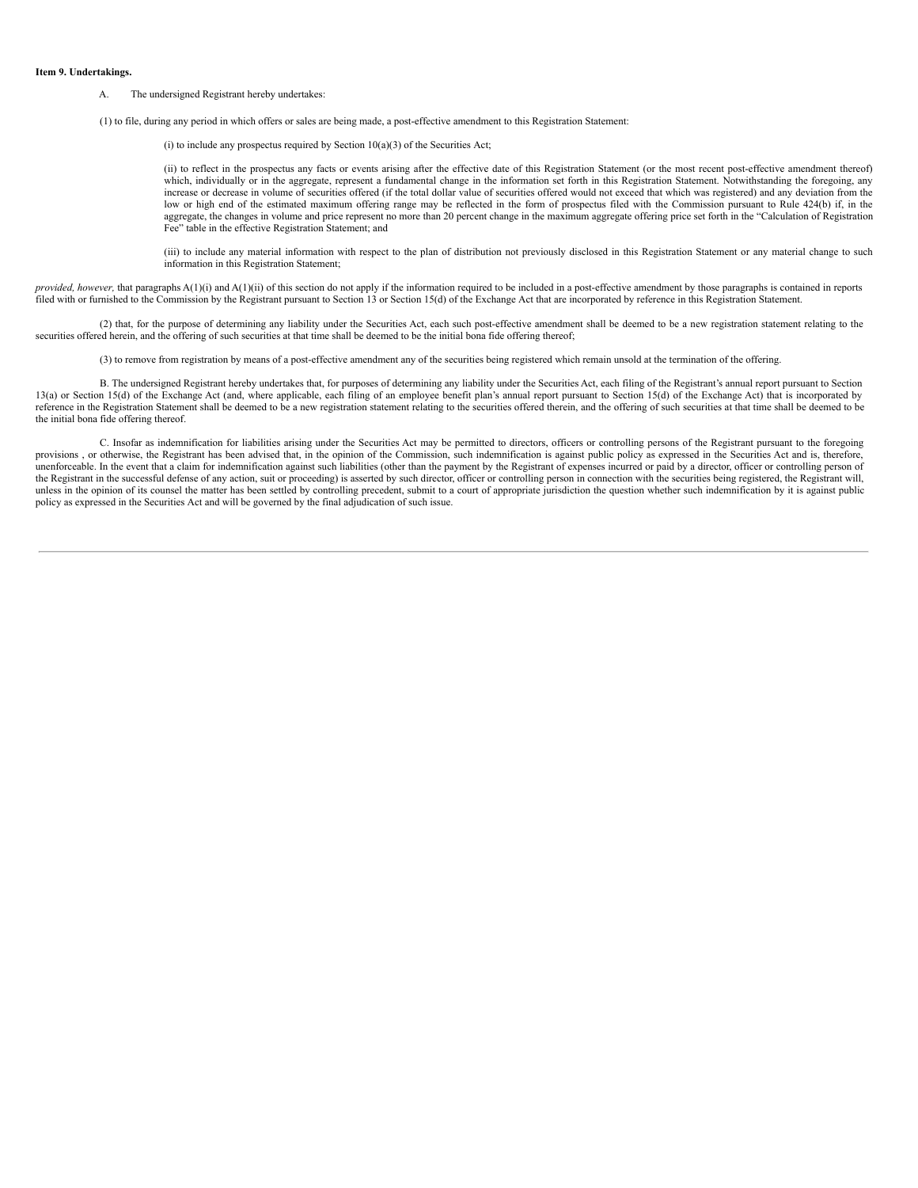**Item 9. Undertakings.**

A. The undersigned Registrant hereby undertakes:

(1) to file, during any period in which offers or sales are being made, a post-effective amendment to this Registration Statement:

(i) to include any prospectus required by Section 10(a)(3) of the Securities Act;

(ii) to reflect in the prospectus any facts or events arising after the effective date of this Registration Statement (or the most recent post-effective amendment thereof) which, individually or in the aggregate, represent a fundamental change in the information set forth in this Registration Statement. Notwithstanding the foregoing, any increase or decrease in volume of securities offered (if the total dollar value of securities offered would not exceed that which was registered) and any deviation from the low or high end of the estimated maximum offering range may be reflected in the form of prospectus filed with the Commission pursuant to Rule 424(b) if, in the aggregate, the changes in volume and price represent no more than 20 percent change in the maximum aggregate offering price set forth in the "Calculation of Registration Fee" table in the effective Registration Statement; and

(iii) to include any material information with respect to the plan of distribution not previously disclosed in this Registration Statement or any material change to such information in this Registration Statement;

*provided, however,* that paragraphs A(1)(i) and A(1)(ii) of this section do not apply if the information required to be included in a post-effective amendment by those paragraphs is contained in reports filed with or furnished to the Commission by the Registrant pursuant to Section 13 or Section 15(d) of the Exchange Act that are incorporated by reference in this Registration Statement.

(2) that, for the purpose of determining any liability under the Securities Act, each such post-effective amendment shall be deemed to be a new registration statement relating to the securities offered herein, and the offering of such securities at that time shall be deemed to be the initial bona fide offering thereof;

(3) to remove from registration by means of a post-effective amendment any of the securities being registered which remain unsold at the termination of the offering.

B. The undersigned Registrant hereby undertakes that, for purposes of determining any liability under the Securities Act, each filing of the Registrant's annual report pursuant to Section 13(a) or Section 15(d) of the Exchange Act (and, where applicable, each filing of an employee benefit plan's annual report pursuant to Section 15(d) of the Exchange Act) that is incorporated by reference in the Registration Statement shall be deemed to be a new registration statement relating to the securities offered therein, and the offering of such securities at that time shall be deemed to be the initial bona fide offering thereof.

C. Insofar as indemnification for liabilities arising under the Securities Act may be permitted to directors, officers or controlling persons of the Registrant pursuant to the foregoing provisions , or otherwise, the Registrant has been advised that, in the opinion of the Commission, such indemnification is against public policy as expressed in the Securities Act and is, therefore, unenforceable. In the event that a claim for indemnification against such liabilities (other than the payment by the Registrant of expenses incurred or paid by a director, officer or controlling person of the Registrant in the successful defense of any action, suit or proceeding) is asserted by such director, officer or controlling person in connection with the securities being registered, the Registrant will, unless in the opinion of its counsel the matter has been settled by controlling precedent, submit to a court of appropriate jurisdiction the question whether such indemnification by it is against public policy as expressed in the Securities Act and will be governed by the final adjudication of such issue.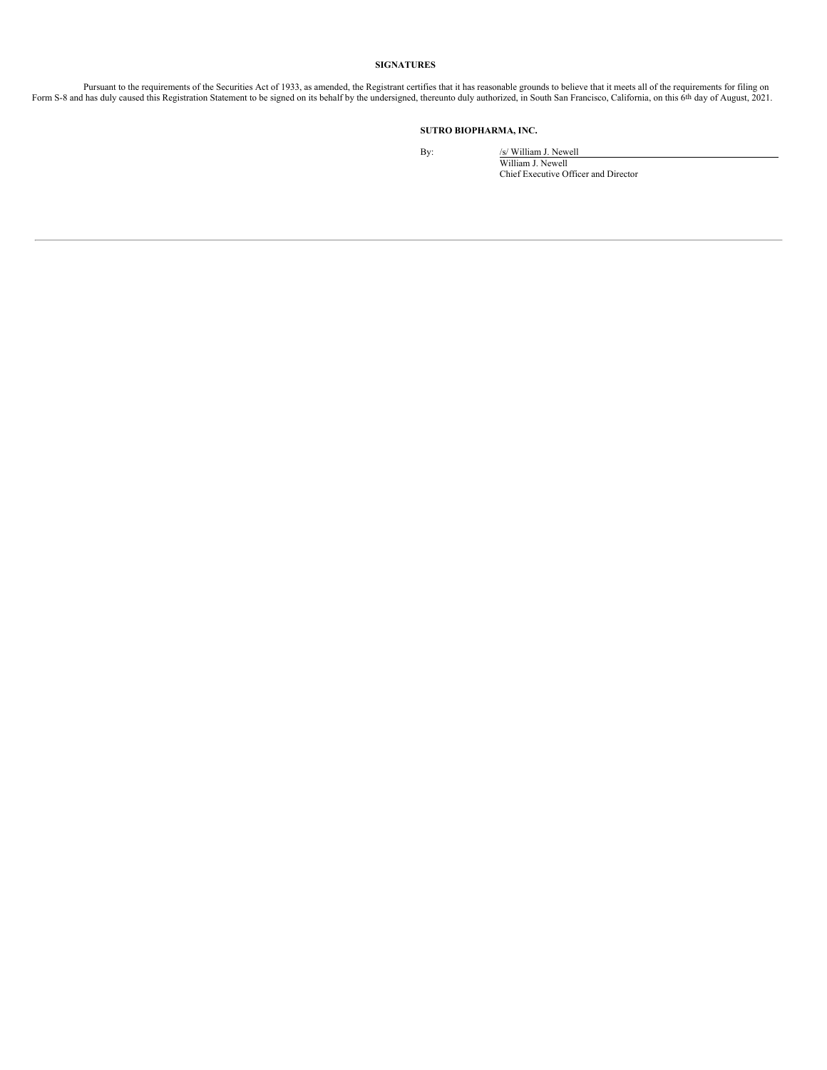**SIGNATURES**

Pursuant to the requirements of the Securities Act of 1933, as amended, the Registrant certifies that it has reasonable grounds to believe that it meets all of the requirements for filing on Form S-8 and has duly caused this Registration Statement to be signed on its behalf by the undersigned, thereunto duly authorized, in South San Francisco, California, on this 6th day of August, 2021.

**SUTRO BIOPHARMA, INC.**

By: /s/ William J. Newell
William J. Newell
Chief Executive Officer and Director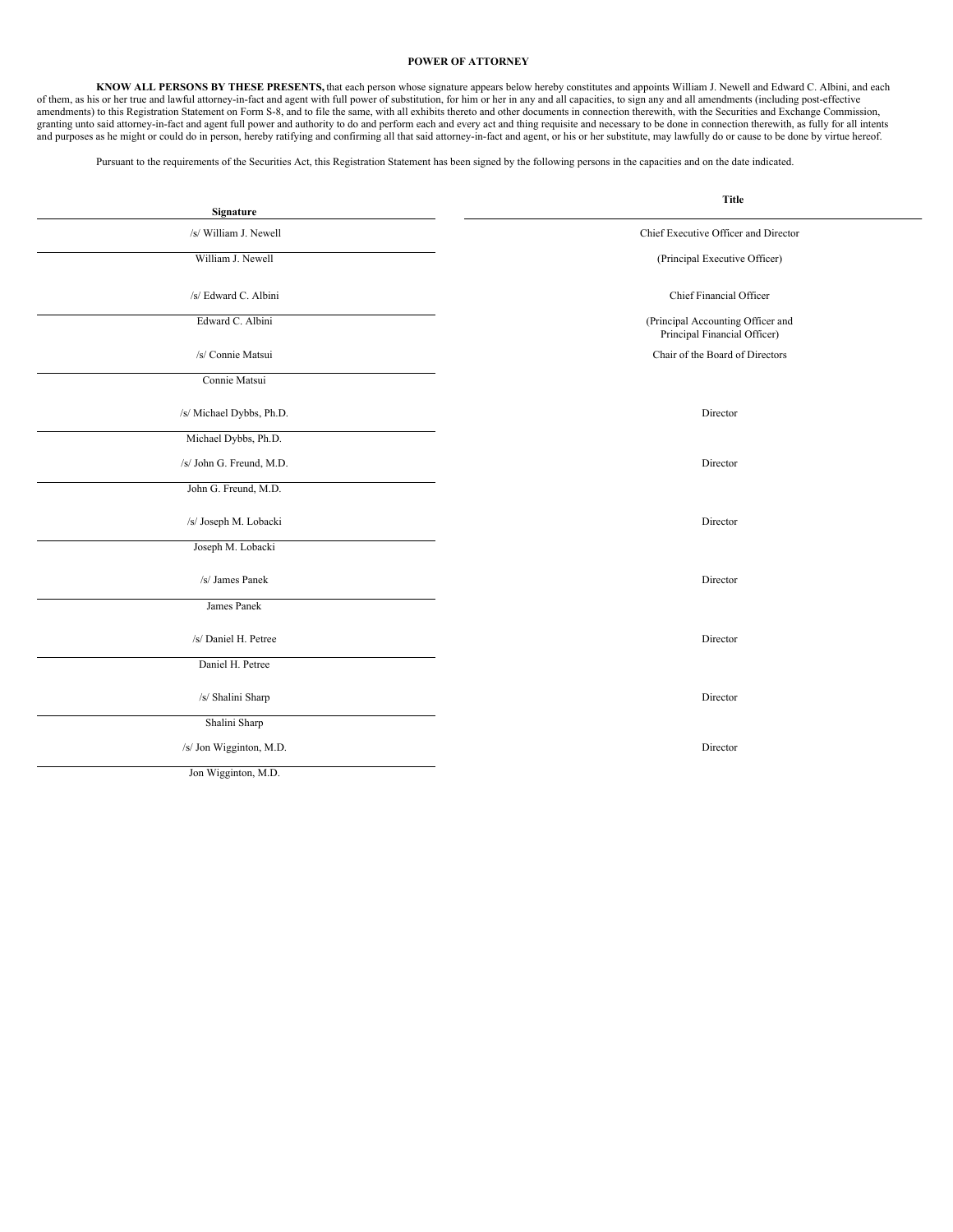**POWER OF ATTORNEY**

**KNOW ALL PERSONS BY THESE PRESENTS,** that each person whose signature appears below hereby constitutes and appoints William J. Newell and Edward C. Albini, and each of them, as his or her true and lawful attorney-in-fact and agent with full power of substitution, for him or her in any and all capacities, to sign any and all amendments (including post-effective amendments) to this Registration Statement on Form S-8, and to file the same, with all exhibits thereto and other documents in connection therewith, with the Securities and Exchange Commission, granting unto said attorney-in-fact and agent full power and authority to do and perform each and every act and thing requisite and necessary to be done in connection therewith, as fully for all intents and purposes as he might or could do in person, hereby ratifying and confirming all that said attorney-in-fact and agent, or his or her substitute, may lawfully do or cause to be done by virtue hereof.

Pursuant to the requirements of the Securities Act, this Registration Statement has been signed by the following persons in the capacities and on the date indicated.

| Signature | Title |
| --- | --- |
| /s/ William J. Newell<br>William J. Newell | Chief Executive Officer and Director<br>(Principal Executive Officer) |
| /s/ Edward C. Albini<br>Edward C. Albini | Chief Financial Officer<br>(Principal Accounting Officer and Principal Financial Officer) |
| /s/ Connie Matsui<br>Connie Matsui | Chair of the Board of Directors |
| /s/ Michael Dybbs, Ph.D.<br>Michael Dybbs, Ph.D. | Director |
| /s/ John G. Freund, M.D.<br>John G. Freund, M.D. | Director |
| /s/ Joseph M. Lobacki<br>Joseph M. Lobacki | Director |
| /s/ James Panek<br>James Panek | Director |
| /s/ Daniel H. Petree<br>Daniel H. Petree | Director |
| /s/ Shalini Sharp<br>Shalini Sharp | Director |
| /s/ Jon Wigginton, M.D.<br>Jon Wigginton, M.D. | Director |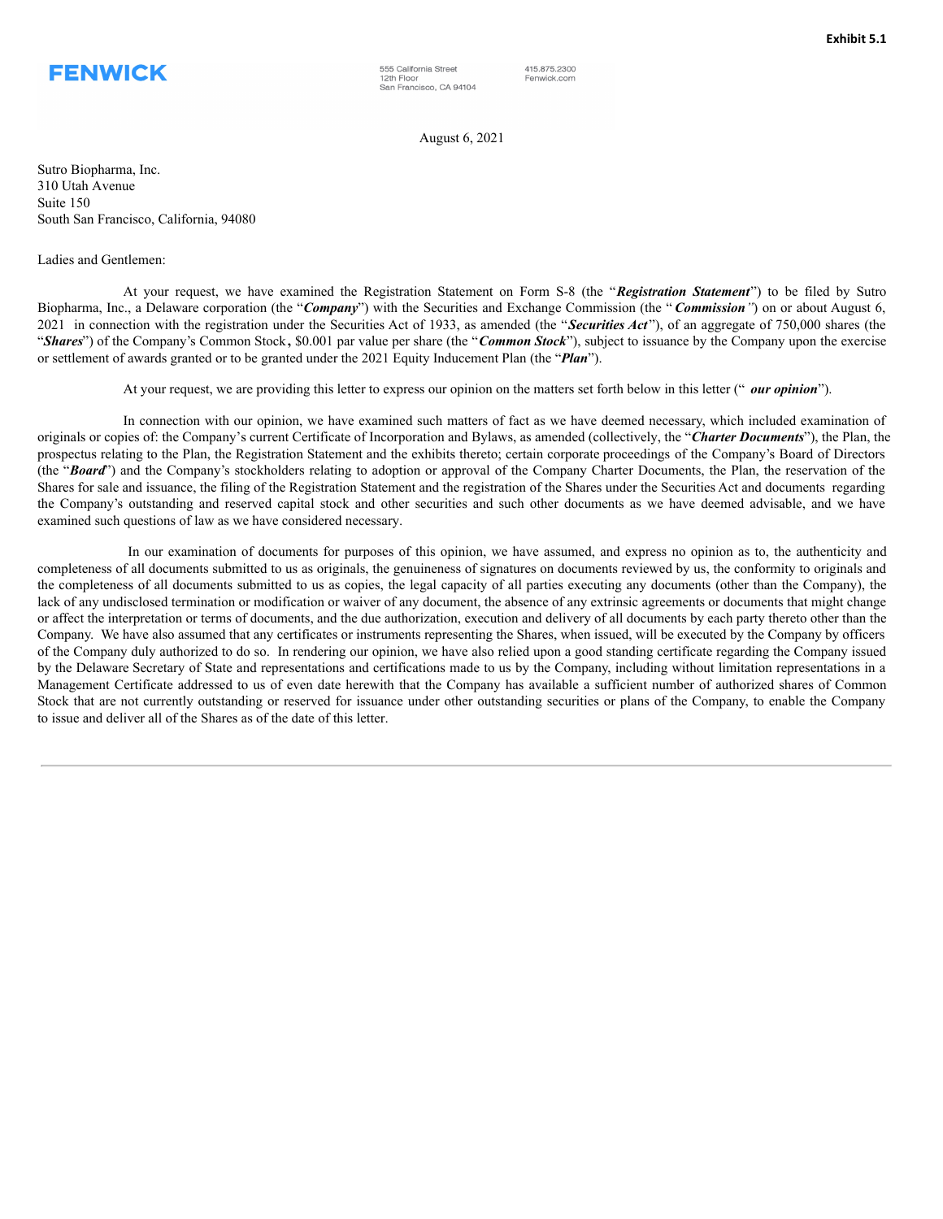**Exhibit 5.1**

**FENWICK**

555 California Street
12th Floor
San Francisco, CA 94104

415.875.2300
Fenwick.com

August 6, 2021

Sutro Biopharma, Inc.
310 Utah Avenue
Suite 150
South San Francisco, California, 94080

Ladies and Gentlemen:

At your request, we have examined the Registration Statement on Form S-8 (the "***Registration Statement***") to be filed by Sutro Biopharma, Inc., a Delaware corporation (the "***Company***") with the Securities and Exchange Commission (the "***Commission***") on or about August 6, 2021 in connection with the registration under the Securities Act of 1933, as amended (the "***Securities Act***"), of an aggregate of 750,000 shares (the "***Shares***") of the Company's Common Stock, $0.001 par value per share (the "***Common Stock***"), subject to issuance by the Company upon the exercise or settlement of awards granted or to be granted under the 2021 Equity Inducement Plan (the "***Plan***").

At your request, we are providing this letter to express our opinion on the matters set forth below in this letter ("***our opinion***").

In connection with our opinion, we have examined such matters of fact as we have deemed necessary, which included examination of originals or copies of: the Company's current Certificate of Incorporation and Bylaws, as amended (collectively, the "***Charter Documents***"), the Plan, the prospectus relating to the Plan, the Registration Statement and the exhibits thereto; certain corporate proceedings of the Company's Board of Directors (the "***Board***") and the Company's stockholders relating to adoption or approval of the Company Charter Documents, the Plan, the reservation of the Shares for sale and issuance, the filing of the Registration Statement and the registration of the Shares under the Securities Act and documents regarding the Company's outstanding and reserved capital stock and other securities and such other documents as we have deemed advisable, and we have examined such questions of law as we have considered necessary.

In our examination of documents for purposes of this opinion, we have assumed, and express no opinion as to, the authenticity and completeness of all documents submitted to us as originals, the genuineness of signatures on documents reviewed by us, the conformity to originals and the completeness of all documents submitted to us as copies, the legal capacity of all parties executing any documents (other than the Company), the lack of any undisclosed termination or modification or waiver of any document, the absence of any extrinsic agreements or documents that might change or affect the interpretation or terms of documents, and the due authorization, execution and delivery of all documents by each party thereto other than the Company. We have also assumed that any certificates or instruments representing the Shares, when issued, will be executed by the Company by officers of the Company duly authorized to do so. In rendering our opinion, we have also relied upon a good standing certificate regarding the Company issued by the Delaware Secretary of State and representations and certifications made to us by the Company, including without limitation representations in a Management Certificate addressed to us of even date herewith that the Company has available a sufficient number of authorized shares of Common Stock that are not currently outstanding or reserved for issuance under other outstanding securities or plans of the Company, to enable the Company to issue and deliver all of the Shares as of the date of this letter.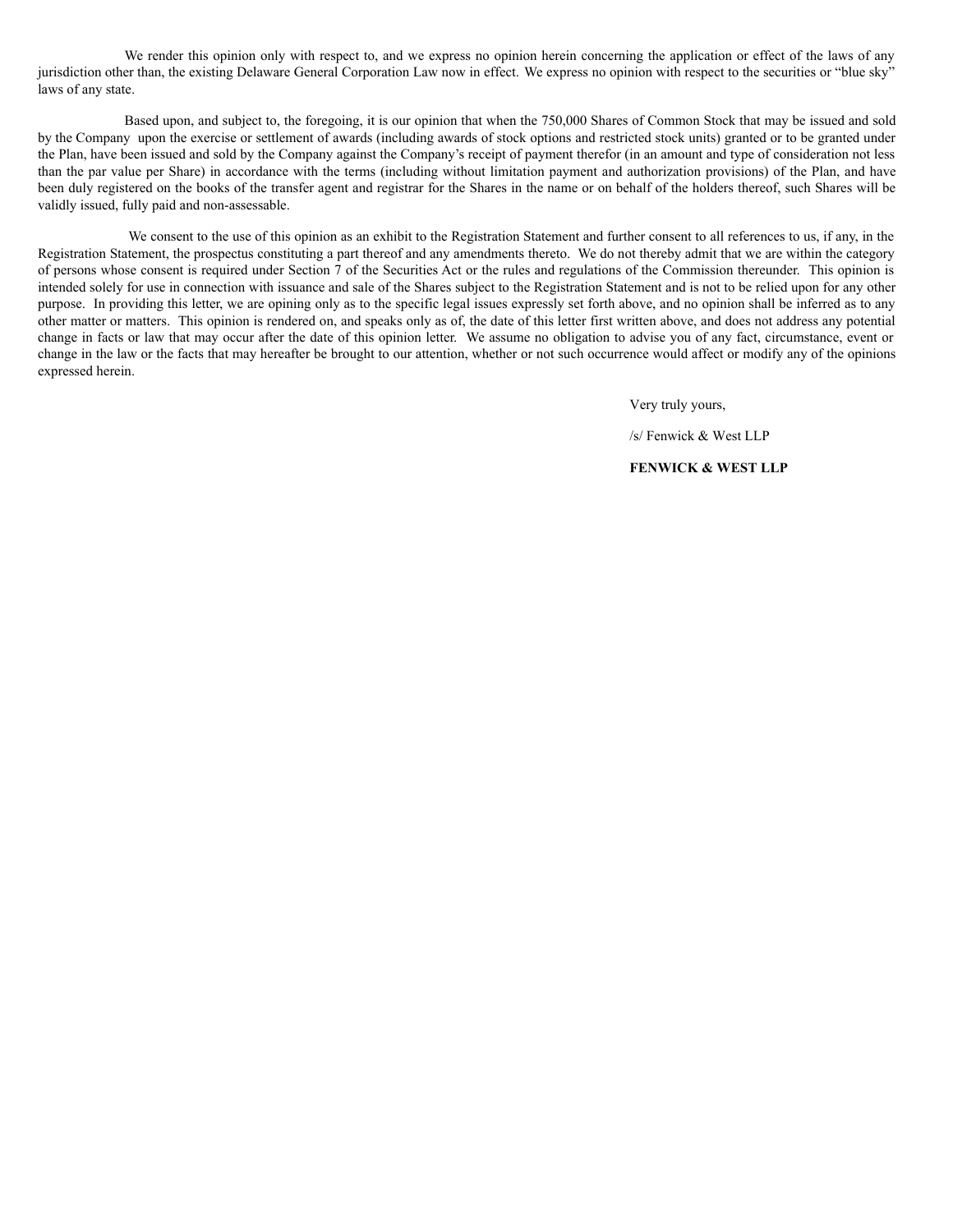We render this opinion only with respect to, and we express no opinion herein concerning the application or effect of the laws of any jurisdiction other than, the existing Delaware General Corporation Law now in effect. We express no opinion with respect to the securities or "blue sky" laws of any state.

Based upon, and subject to, the foregoing, it is our opinion that when the 750,000 Shares of Common Stock that may be issued and sold by the Company upon the exercise or settlement of awards (including awards of stock options and restricted stock units) granted or to be granted under the Plan, have been issued and sold by the Company against the Company's receipt of payment therefor (in an amount and type of consideration not less than the par value per Share) in accordance with the terms (including without limitation payment and authorization provisions) of the Plan, and have been duly registered on the books of the transfer agent and registrar for the Shares in the name or on behalf of the holders thereof, such Shares will be validly issued, fully paid and non-assessable.

We consent to the use of this opinion as an exhibit to the Registration Statement and further consent to all references to us, if any, in the Registration Statement, the prospectus constituting a part thereof and any amendments thereto. We do not thereby admit that we are within the category of persons whose consent is required under Section 7 of the Securities Act or the rules and regulations of the Commission thereunder. This opinion is intended solely for use in connection with issuance and sale of the Shares subject to the Registration Statement and is not to be relied upon for any other purpose. In providing this letter, we are opining only as to the specific legal issues expressly set forth above, and no opinion shall be inferred as to any other matter or matters. This opinion is rendered on, and speaks only as of, the date of this letter first written above, and does not address any potential change in facts or law that may occur after the date of this opinion letter. We assume no obligation to advise you of any fact, circumstance, event or change in the law or the facts that may hereafter be brought to our attention, whether or not such occurrence would affect or modify any of the opinions expressed herein.

Very truly yours,

/s/ Fenwick & West LLP

**FENWICK & WEST LLP**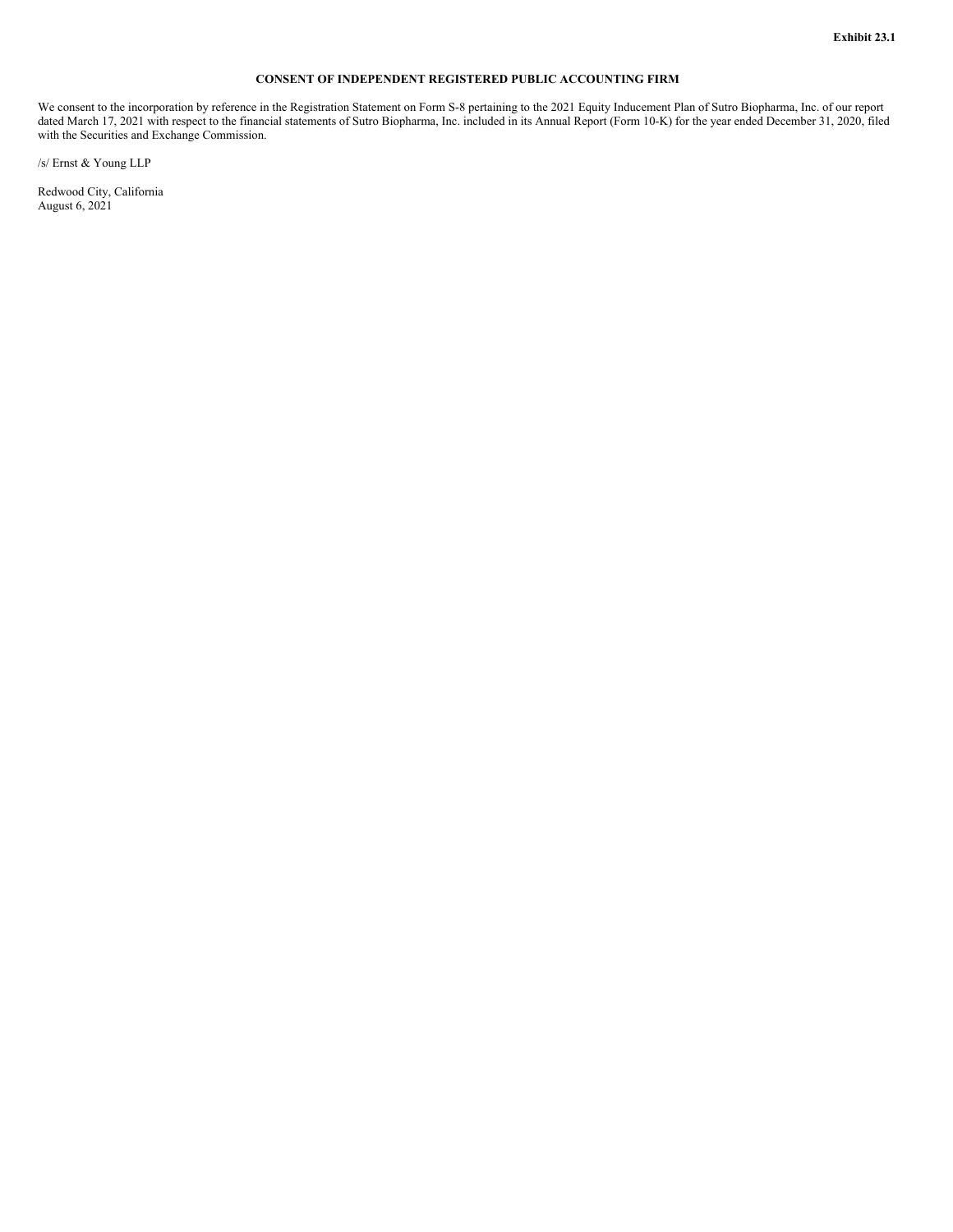**Exhibit 23.1**

**CONSENT OF INDEPENDENT REGISTERED PUBLIC ACCOUNTING FIRM**

We consent to the incorporation by reference in the Registration Statement on Form S-8 pertaining to the 2021 Equity Inducement Plan of Sutro Biopharma, Inc. of our report dated March 17, 2021 with respect to the financial statements of Sutro Biopharma, Inc. included in its Annual Report (Form 10-K) for the year ended December 31, 2020, filed with the Securities and Exchange Commission.

/s/ Ernst & Young LLP

Redwood City, California
August 6, 2021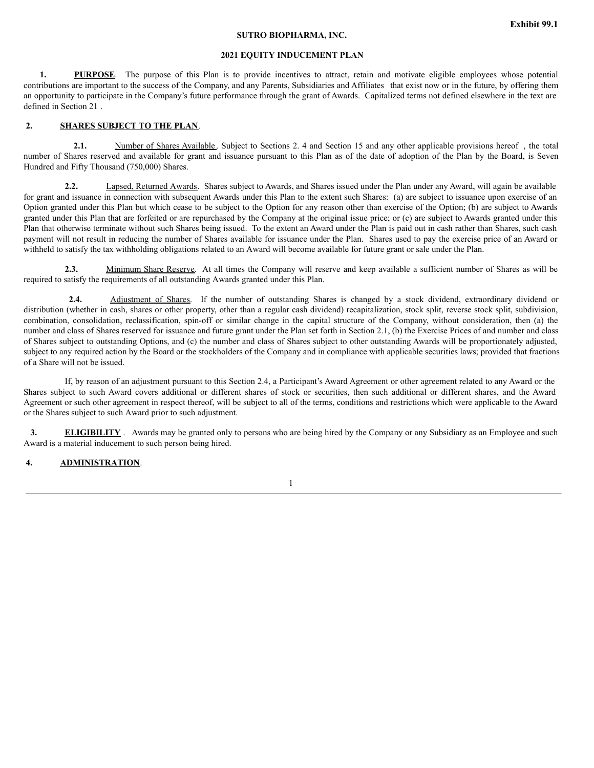Exhibit 99.1

**SUTRO BIOPHARMA, INC.**

**2021 EQUITY INDUCEMENT PLAN**

**1. PURPOSE**. The purpose of this Plan is to provide incentives to attract, retain and motivate eligible employees whose potential contributions are important to the success of the Company, and any Parents, Subsidiaries and Affiliates that exist now or in the future, by offering them an opportunity to participate in the Company's future performance through the grant of Awards. Capitalized terms not defined elsewhere in the text are defined in Section 21 .

**2. SHARES SUBJECT TO THE PLAN**.

**2.1.** Number of Shares Available. Subject to Sections 2. 4 and Section 15 and any other applicable provisions hereof , the total number of Shares reserved and available for grant and issuance pursuant to this Plan as of the date of adoption of the Plan by the Board, is Seven Hundred and Fifty Thousand (750,000) Shares.

**2.2.** Lapsed, Returned Awards. Shares subject to Awards, and Shares issued under the Plan under any Award, will again be available for grant and issuance in connection with subsequent Awards under this Plan to the extent such Shares: (a) are subject to issuance upon exercise of an Option granted under this Plan but which cease to be subject to the Option for any reason other than exercise of the Option; (b) are subject to Awards granted under this Plan that are forfeited or are repurchased by the Company at the original issue price; or (c) are subject to Awards granted under this Plan that otherwise terminate without such Shares being issued. To the extent an Award under the Plan is paid out in cash rather than Shares, such cash payment will not result in reducing the number of Shares available for issuance under the Plan. Shares used to pay the exercise price of an Award or withheld to satisfy the tax withholding obligations related to an Award will become available for future grant or sale under the Plan.

**2.3.** Minimum Share Reserve. At all times the Company will reserve and keep available a sufficient number of Shares as will be required to satisfy the requirements of all outstanding Awards granted under this Plan.

**2.4.** Adjustment of Shares. If the number of outstanding Shares is changed by a stock dividend, extraordinary dividend or distribution (whether in cash, shares or other property, other than a regular cash dividend) recapitalization, stock split, reverse stock split, subdivision, combination, consolidation, reclassification, spin-off or similar change in the capital structure of the Company, without consideration, then (a) the number and class of Shares reserved for issuance and future grant under the Plan set forth in Section 2.1, (b) the Exercise Prices of and number and class of Shares subject to outstanding Options, and (c) the number and class of Shares subject to other outstanding Awards will be proportionately adjusted, subject to any required action by the Board or the stockholders of the Company and in compliance with applicable securities laws; provided that fractions of a Share will not be issued.

If, by reason of an adjustment pursuant to this Section 2.4, a Participant's Award Agreement or other agreement related to any Award or the Shares subject to such Award covers additional or different shares of stock or securities, then such additional or different shares, and the Award Agreement or such other agreement in respect thereof, will be subject to all of the terms, conditions and restrictions which were applicable to the Award or the Shares subject to such Award prior to such adjustment.

**3. ELIGIBILITY** . Awards may be granted only to persons who are being hired by the Company or any Subsidiary as an Employee and such Award is a material inducement to such person being hired.

**4. ADMINISTRATION**.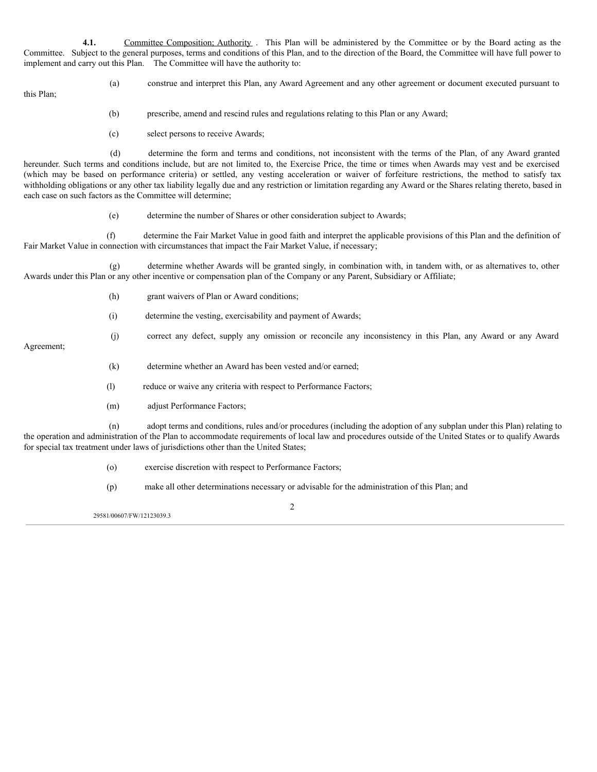**4.1.** Committee Composition; Authority . This Plan will be administered by the Committee or by the Board acting as the Committee. Subject to the general purposes, terms and conditions of this Plan, and to the direction of the Board, the Committee will have full power to implement and carry out this Plan. The Committee will have the authority to:

(a) construe and interpret this Plan, any Award Agreement and any other agreement or document executed pursuant to this Plan;

(b) prescribe, amend and rescind rules and regulations relating to this Plan or any Award;

(c) select persons to receive Awards;

(d) determine the form and terms and conditions, not inconsistent with the terms of the Plan, of any Award granted hereunder. Such terms and conditions include, but are not limited to, the Exercise Price, the time or times when Awards may vest and be exercised (which may be based on performance criteria) or settled, any vesting acceleration or waiver of forfeiture restrictions, the method to satisfy tax withholding obligations or any other tax liability legally due and any restriction or limitation regarding any Award or the Shares relating thereto, based in each case on such factors as the Committee will determine;

(e) determine the number of Shares or other consideration subject to Awards;

(f) determine the Fair Market Value in good faith and interpret the applicable provisions of this Plan and the definition of Fair Market Value in connection with circumstances that impact the Fair Market Value, if necessary;

(g) determine whether Awards will be granted singly, in combination with, in tandem with, or as alternatives to, other Awards under this Plan or any other incentive or compensation plan of the Company or any Parent, Subsidiary or Affiliate;

(h) grant waivers of Plan or Award conditions;

(i) determine the vesting, exercisability and payment of Awards;

(j) correct any defect, supply any omission or reconcile any inconsistency in this Plan, any Award or any Award Agreement;

(k) determine whether an Award has been vested and/or earned;

(l) reduce or waive any criteria with respect to Performance Factors;

(m) adjust Performance Factors;

(n) adopt terms and conditions, rules and/or procedures (including the adoption of any subplan under this Plan) relating to the operation and administration of the Plan to accommodate requirements of local law and procedures outside of the United States or to qualify Awards for special tax treatment under laws of jurisdictions other than the United States;

(o) exercise discretion with respect to Performance Factors;

(p) make all other determinations necessary or advisable for the administration of this Plan; and

29581/00607/FW/12123039.3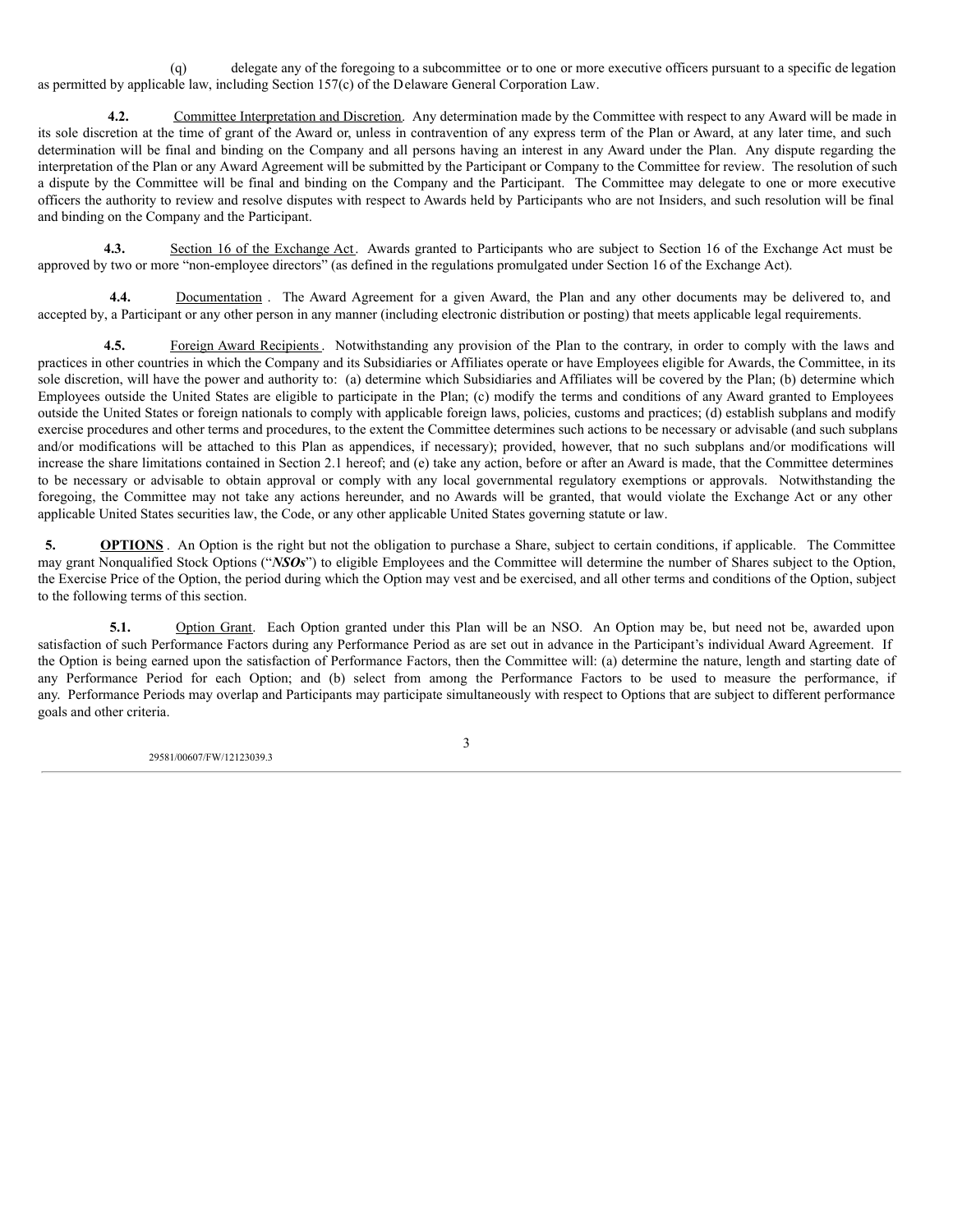(q) delegate any of the foregoing to a subcommittee or to one or more executive officers pursuant to a specific delegation as permitted by applicable law, including Section 157(c) of the Delaware General Corporation Law.

**4.2.** Committee Interpretation and Discretion. Any determination made by the Committee with respect to any Award will be made in its sole discretion at the time of grant of the Award or, unless in contravention of any express term of the Plan or Award, at any later time, and such determination will be final and binding on the Company and all persons having an interest in any Award under the Plan. Any dispute regarding the interpretation of the Plan or any Award Agreement will be submitted by the Participant or Company to the Committee for review. The resolution of such a dispute by the Committee will be final and binding on the Company and the Participant. The Committee may delegate to one or more executive officers the authority to review and resolve disputes with respect to Awards held by Participants who are not Insiders, and such resolution will be final and binding on the Company and the Participant.

**4.3.** Section 16 of the Exchange Act. Awards granted to Participants who are subject to Section 16 of the Exchange Act must be approved by two or more "non-employee directors" (as defined in the regulations promulgated under Section 16 of the Exchange Act).

**4.4.** Documentation. The Award Agreement for a given Award, the Plan and any other documents may be delivered to, and accepted by, a Participant or any other person in any manner (including electronic distribution or posting) that meets applicable legal requirements.

**4.5.** Foreign Award Recipients. Notwithstanding any provision of the Plan to the contrary, in order to comply with the laws and practices in other countries in which the Company and its Subsidiaries or Affiliates operate or have Employees eligible for Awards, the Committee, in its sole discretion, will have the power and authority to: (a) determine which Subsidiaries and Affiliates will be covered by the Plan; (b) determine which Employees outside the United States are eligible to participate in the Plan; (c) modify the terms and conditions of any Award granted to Employees outside the United States or foreign nationals to comply with applicable foreign laws, policies, customs and practices; (d) establish subplans and modify exercise procedures and other terms and procedures, to the extent the Committee determines such actions to be necessary or advisable (and such subplans and/or modifications will be attached to this Plan as appendices, if necessary); provided, however, that no such subplans and/or modifications will increase the share limitations contained in Section 2.1 hereof; and (e) take any action, before or after an Award is made, that the Committee determines to be necessary or advisable to obtain approval or comply with any local governmental regulatory exemptions or approvals. Notwithstanding the foregoing, the Committee may not take any actions hereunder, and no Awards will be granted, that would violate the Exchange Act or any other applicable United States securities law, the Code, or any other applicable United States governing statute or law.

**5. OPTIONS**. An Option is the right but not the obligation to purchase a Share, subject to certain conditions, if applicable. The Committee may grant Nonqualified Stock Options ("***NSOs***") to eligible Employees and the Committee will determine the number of Shares subject to the Option, the Exercise Price of the Option, the period during which the Option may vest and be exercised, and all other terms and conditions of the Option, subject to the following terms of this section.

**5.1.** Option Grant. Each Option granted under this Plan will be an NSO. An Option may be, but need not be, awarded upon satisfaction of such Performance Factors during any Performance Period as are set out in advance in the Participant's individual Award Agreement. If the Option is being earned upon the satisfaction of Performance Factors, then the Committee will: (a) determine the nature, length and starting date of any Performance Period for each Option; and (b) select from among the Performance Factors to be used to measure the performance, if any. Performance Periods may overlap and Participants may participate simultaneously with respect to Options that are subject to different performance goals and other criteria.

29581/00607/FW/12123039.3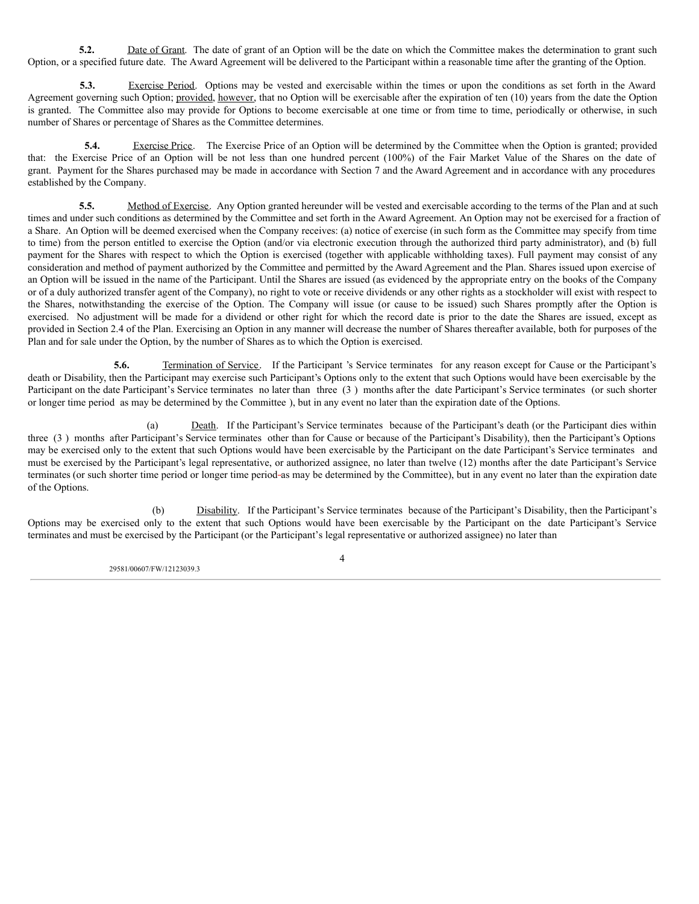**5.2.** Date of Grant. The date of grant of an Option will be the date on which the Committee makes the determination to grant such Option, or a specified future date. The Award Agreement will be delivered to the Participant within a reasonable time after the granting of the Option.

**5.3.** Exercise Period. Options may be vested and exercisable within the times or upon the conditions as set forth in the Award Agreement governing such Option; provided, however, that no Option will be exercisable after the expiration of ten (10) years from the date the Option is granted. The Committee also may provide for Options to become exercisable at one time or from time to time, periodically or otherwise, in such number of Shares or percentage of Shares as the Committee determines.

**5.4.** Exercise Price. The Exercise Price of an Option will be determined by the Committee when the Option is granted; provided that: the Exercise Price of an Option will be not less than one hundred percent (100%) of the Fair Market Value of the Shares on the date of grant. Payment for the Shares purchased may be made in accordance with Section 7 and the Award Agreement and in accordance with any procedures established by the Company.

**5.5.** Method of Exercise. Any Option granted hereunder will be vested and exercisable according to the terms of the Plan and at such times and under such conditions as determined by the Committee and set forth in the Award Agreement. An Option may not be exercised for a fraction of a Share. An Option will be deemed exercised when the Company receives: (a) notice of exercise (in such form as the Committee may specify from time to time) from the person entitled to exercise the Option (and/or via electronic execution through the authorized third party administrator), and (b) full payment for the Shares with respect to which the Option is exercised (together with applicable withholding taxes). Full payment may consist of any consideration and method of payment authorized by the Committee and permitted by the Award Agreement and the Plan. Shares issued upon exercise of an Option will be issued in the name of the Participant. Until the Shares are issued (as evidenced by the appropriate entry on the books of the Company or of a duly authorized transfer agent of the Company), no right to vote or receive dividends or any other rights as a stockholder will exist with respect to the Shares, notwithstanding the exercise of the Option. The Company will issue (or cause to be issued) such Shares promptly after the Option is exercised. No adjustment will be made for a dividend or other right for which the record date is prior to the date the Shares are issued, except as provided in Section 2.4 of the Plan. Exercising an Option in any manner will decrease the number of Shares thereafter available, both for purposes of the Plan and for sale under the Option, by the number of Shares as to which the Option is exercised.

**5.6.** Termination of Service. If the Participant 's Service terminates for any reason except for Cause or the Participant's death or Disability, then the Participant may exercise such Participant's Options only to the extent that such Options would have been exercisable by the Participant on the date Participant's Service terminates no later than three (3 ) months after the date Participant's Service terminates (or such shorter or longer time period as may be determined by the Committee ), but in any event no later than the expiration date of the Options.

(a) Death. If the Participant's Service terminates because of the Participant's death (or the Participant dies within three (3 ) months after Participant's Service terminates other than for Cause or because of the Participant's Disability), then the Participant's Options may be exercised only to the extent that such Options would have been exercisable by the Participant on the date Participant's Service terminates and must be exercised by the Participant's legal representative, or authorized assignee, no later than twelve (12) months after the date Participant's Service terminates (or such shorter time period or longer time period as may be determined by the Committee), but in any event no later than the expiration date of the Options.

(b) Disability. If the Participant's Service terminates because of the Participant's Disability, then the Participant's Options may be exercised only to the extent that such Options would have been exercisable by the Participant on the date Participant's Service terminates and must be exercised by the Participant (or the Participant's legal representative or authorized assignee) no later than

29581/00607/FW/12123039.3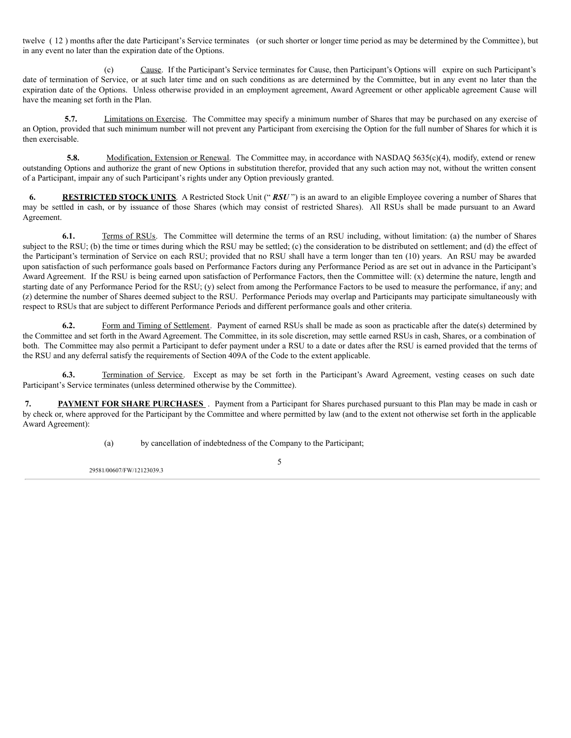twelve (12) months after the date Participant's Service terminates (or such shorter or longer time period as may be determined by the Committee), but in any event no later than the expiration date of the Options.

(c) Cause. If the Participant's Service terminates for Cause, then Participant's Options will expire on such Participant's date of termination of Service, or at such later time and on such conditions as are determined by the Committee, but in any event no later than the expiration date of the Options. Unless otherwise provided in an employment agreement, Award Agreement or other applicable agreement Cause will have the meaning set forth in the Plan.

**5.7.** Limitations on Exercise. The Committee may specify a minimum number of Shares that may be purchased on any exercise of an Option, provided that such minimum number will not prevent any Participant from exercising the Option for the full number of Shares for which it is then exercisable.

**5.8.** Modification, Extension or Renewal. The Committee may, in accordance with NASDAQ 5635(c)(4), modify, extend or renew outstanding Options and authorize the grant of new Options in substitution therefor, provided that any such action may not, without the written consent of a Participant, impair any of such Participant's rights under any Option previously granted.

**6. RESTRICTED STOCK UNITS**. A Restricted Stock Unit ("***RSU***") is an award to an eligible Employee covering a number of Shares that may be settled in cash, or by issuance of those Shares (which may consist of restricted Shares). All RSUs shall be made pursuant to an Award Agreement.

**6.1.** Terms of RSUs. The Committee will determine the terms of an RSU including, without limitation: (a) the number of Shares subject to the RSU; (b) the time or times during which the RSU may be settled; (c) the consideration to be distributed on settlement; and (d) the effect of the Participant's termination of Service on each RSU; provided that no RSU shall have a term longer than ten (10) years. An RSU may be awarded upon satisfaction of such performance goals based on Performance Factors during any Performance Period as are set out in advance in the Participant's Award Agreement. If the RSU is being earned upon satisfaction of Performance Factors, then the Committee will: (x) determine the nature, length and starting date of any Performance Period for the RSU; (y) select from among the Performance Factors to be used to measure the performance, if any; and (z) determine the number of Shares deemed subject to the RSU. Performance Periods may overlap and Participants may participate simultaneously with respect to RSUs that are subject to different Performance Periods and different performance goals and other criteria.

**6.2.** Form and Timing of Settlement. Payment of earned RSUs shall be made as soon as practicable after the date(s) determined by the Committee and set forth in the Award Agreement. The Committee, in its sole discretion, may settle earned RSUs in cash, Shares, or a combination of both. The Committee may also permit a Participant to defer payment under a RSU to a date or dates after the RSU is earned provided that the terms of the RSU and any deferral satisfy the requirements of Section 409A of the Code to the extent applicable.

**6.3.** Termination of Service. Except as may be set forth in the Participant's Award Agreement, vesting ceases on such date Participant's Service terminates (unless determined otherwise by the Committee).

**7. PAYMENT FOR SHARE PURCHASES**. Payment from a Participant for Shares purchased pursuant to this Plan may be made in cash or by check or, where approved for the Participant by the Committee and where permitted by law (and to the extent not otherwise set forth in the applicable Award Agreement):

(a) by cancellation of indebtedness of the Company to the Participant;

29581/00607/FW/12123039.3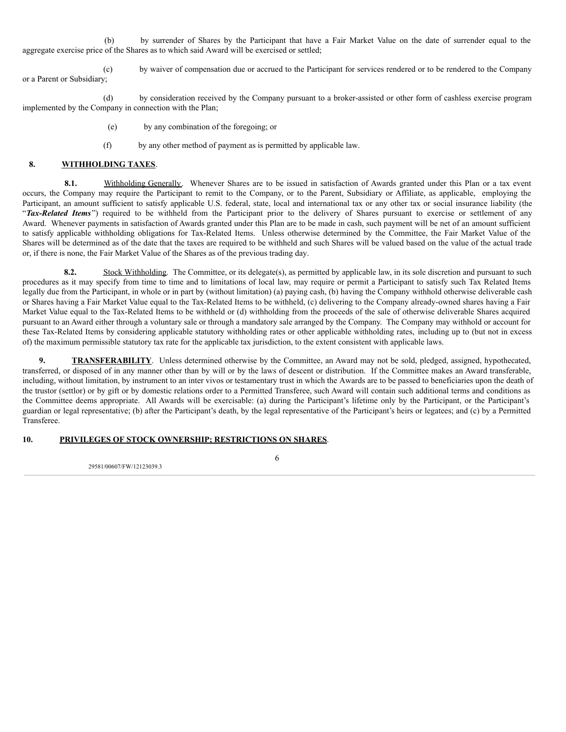(b) by surrender of Shares by the Participant that have a Fair Market Value on the date of surrender equal to the aggregate exercise price of the Shares as to which said Award will be exercised or settled;

(c) by waiver of compensation due or accrued to the Participant for services rendered or to be rendered to the Company or a Parent or Subsidiary;

(d) by consideration received by the Company pursuant to a broker-assisted or other form of cashless exercise program implemented by the Company in connection with the Plan;

(e) by any combination of the foregoing; or

(f) by any other method of payment as is permitted by applicable law.

**8. <u>WITHHOLDING TAXES</u>**.

**8.1.** <u>Withholding Generally</u>. Whenever Shares are to be issued in satisfaction of Awards granted under this Plan or a tax event occurs, the Company may require the Participant to remit to the Company, or to the Parent, Subsidiary or Affiliate, as applicable, employing the Participant, an amount sufficient to satisfy applicable U.S. federal, state, local and international tax or any other tax or social insurance liability (the "***Tax-Related Items***") required to be withheld from the Participant prior to the delivery of Shares pursuant to exercise or settlement of any Award. Whenever payments in satisfaction of Awards granted under this Plan are to be made in cash, such payment will be net of an amount sufficient to satisfy applicable withholding obligations for Tax-Related Items. Unless otherwise determined by the Committee, the Fair Market Value of the Shares will be determined as of the date that the taxes are required to be withheld and such Shares will be valued based on the value of the actual trade or, if there is none, the Fair Market Value of the Shares as of the previous trading day.

**8.2.** <u>Stock Withholding</u>. The Committee, or its delegate(s), as permitted by applicable law, in its sole discretion and pursuant to such procedures as it may specify from time to time and to limitations of local law, may require or permit a Participant to satisfy such Tax Related Items legally due from the Participant, in whole or in part by (without limitation) (a) paying cash, (b) having the Company withhold otherwise deliverable cash or Shares having a Fair Market Value equal to the Tax-Related Items to be withheld, (c) delivering to the Company already-owned shares having a Fair Market Value equal to the Tax-Related Items to be withheld or (d) withholding from the proceeds of the sale of otherwise deliverable Shares acquired pursuant to an Award either through a voluntary sale or through a mandatory sale arranged by the Company. The Company may withhold or account for these Tax-Related Items by considering applicable statutory withholding rates or other applicable withholding rates, including up to (but not in excess of) the maximum permissible statutory tax rate for the applicable tax jurisdiction, to the extent consistent with applicable laws.

**9. <u>TRANSFERABILITY</u>**. Unless determined otherwise by the Committee, an Award may not be sold, pledged, assigned, hypothecated, transferred, or disposed of in any manner other than by will or by the laws of descent or distribution. If the Committee makes an Award transferable, including, without limitation, by instrument to an inter vivos or testamentary trust in which the Awards are to be passed to beneficiaries upon the death of the trustor (settlor) or by gift or by domestic relations order to a Permitted Transferee, such Award will contain such additional terms and conditions as the Committee deems appropriate. All Awards will be exercisable: (a) during the Participant's lifetime only by the Participant, or the Participant's guardian or legal representative; (b) after the Participant's death, by the legal representative of the Participant's heirs or legatees; and (c) by a Permitted Transferee.

**10. <u>PRIVILEGES OF STOCK OWNERSHIP; RESTRICTIONS ON SHARES</u>**.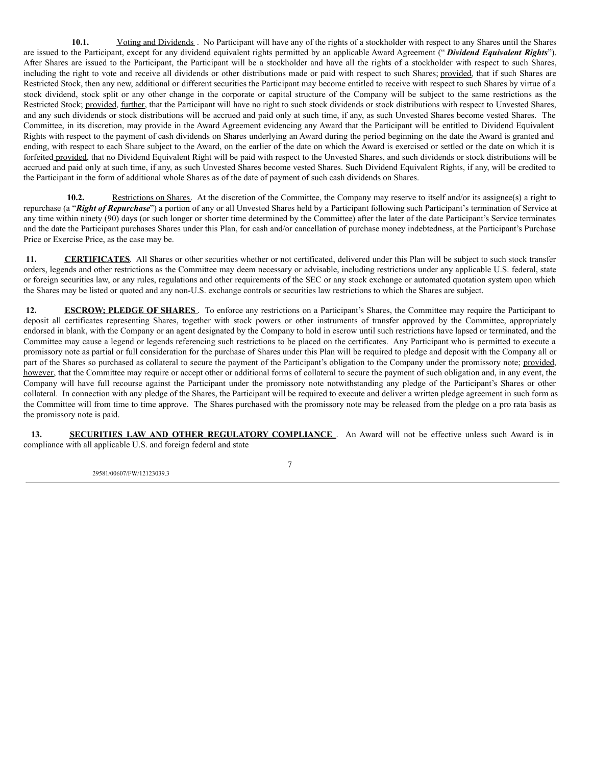**10.1.** Voting and Dividends. No Participant will have any of the rights of a stockholder with respect to any Shares until the Shares are issued to the Participant, except for any dividend equivalent rights permitted by an applicable Award Agreement ("***Dividend Equivalent Rights***"). After Shares are issued to the Participant, the Participant will be a stockholder and have all the rights of a stockholder with respect to such Shares, including the right to vote and receive all dividends or other distributions made or paid with respect to such Shares; provided, that if such Shares are Restricted Stock, then any new, additional or different securities the Participant may become entitled to receive with respect to such Shares by virtue of a stock dividend, stock split or any other change in the corporate or capital structure of the Company will be subject to the same restrictions as the Restricted Stock; provided, further, that the Participant will have no right to such stock dividends or stock distributions with respect to Unvested Shares, and any such dividends or stock distributions will be accrued and paid only at such time, if any, as such Unvested Shares become vested Shares. The Committee, in its discretion, may provide in the Award Agreement evidencing any Award that the Participant will be entitled to Dividend Equivalent Rights with respect to the payment of cash dividends on Shares underlying an Award during the period beginning on the date the Award is granted and ending, with respect to each Share subject to the Award, on the earlier of the date on which the Award is exercised or settled or the date on which it is forfeited provided, that no Dividend Equivalent Right will be paid with respect to the Unvested Shares, and such dividends or stock distributions will be accrued and paid only at such time, if any, as such Unvested Shares become vested Shares. Such Dividend Equivalent Rights, if any, will be credited to the Participant in the form of additional whole Shares as of the date of payment of such cash dividends on Shares.

**10.2.** Restrictions on Shares. At the discretion of the Committee, the Company may reserve to itself and/or its assignee(s) a right to repurchase (a "***Right of Repurchase***") a portion of any or all Unvested Shares held by a Participant following such Participant's termination of Service at any time within ninety (90) days (or such longer or shorter time determined by the Committee) after the later of the date Participant's Service terminates and the date the Participant purchases Shares under this Plan, for cash and/or cancellation of purchase money indebtedness, at the Participant's Purchase Price or Exercise Price, as the case may be.

**11. CERTIFICATES**. All Shares or other securities whether or not certificated, delivered under this Plan will be subject to such stock transfer orders, legends and other restrictions as the Committee may deem necessary or advisable, including restrictions under any applicable U.S. federal, state or foreign securities law, or any rules, regulations and other requirements of the SEC or any stock exchange or automated quotation system upon which the Shares may be listed or quoted and any non-U.S. exchange controls or securities law restrictions to which the Shares are subject.

**12. ESCROW; PLEDGE OF SHARES**. To enforce any restrictions on a Participant's Shares, the Committee may require the Participant to deposit all certificates representing Shares, together with stock powers or other instruments of transfer approved by the Committee, appropriately endorsed in blank, with the Company or an agent designated by the Company to hold in escrow until such restrictions have lapsed or terminated, and the Committee may cause a legend or legends referencing such restrictions to be placed on the certificates. Any Participant who is permitted to execute a promissory note as partial or full consideration for the purchase of Shares under this Plan will be required to pledge and deposit with the Company all or part of the Shares so purchased as collateral to secure the payment of the Participant's obligation to the Company under the promissory note; provided, however, that the Committee may require or accept other or additional forms of collateral to secure the payment of such obligation and, in any event, the Company will have full recourse against the Participant under the promissory note notwithstanding any pledge of the Participant's Shares or other collateral. In connection with any pledge of the Shares, the Participant will be required to execute and deliver a written pledge agreement in such form as the Committee will from time to time approve. The Shares purchased with the promissory note may be released from the pledge on a pro rata basis as the promissory note is paid.

**13. SECURITIES LAW AND OTHER REGULATORY COMPLIANCE**. An Award will not be effective unless such Award is in compliance with all applicable U.S. and foreign federal and state

29581/00607/FW/12123039.3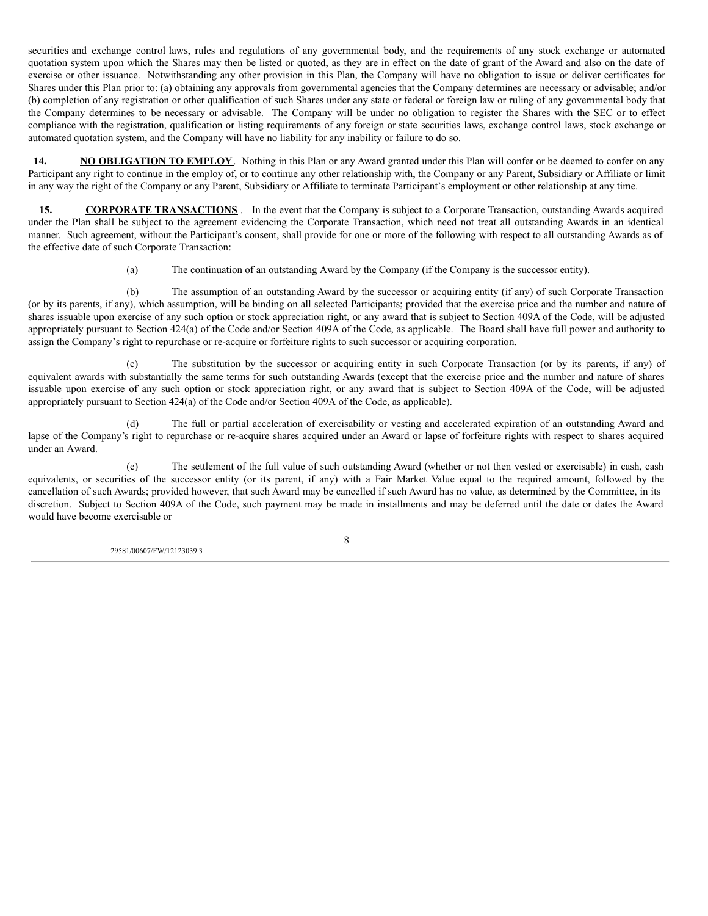securities and exchange control laws, rules and regulations of any governmental body, and the requirements of any stock exchange or automated quotation system upon which the Shares may then be listed or quoted, as they are in effect on the date of grant of the Award and also on the date of exercise or other issuance. Notwithstanding any other provision in this Plan, the Company will have no obligation to issue or deliver certificates for Shares under this Plan prior to: (a) obtaining any approvals from governmental agencies that the Company determines are necessary or advisable; and/or (b) completion of any registration or other qualification of such Shares under any state or federal or foreign law or ruling of any governmental body that the Company determines to be necessary or advisable. The Company will be under no obligation to register the Shares with the SEC or to effect compliance with the registration, qualification or listing requirements of any foreign or state securities laws, exchange control laws, stock exchange or automated quotation system, and the Company will have no liability for any inability or failure to do so.

**14. NO OBLIGATION TO EMPLOY**. Nothing in this Plan or any Award granted under this Plan will confer or be deemed to confer on any Participant any right to continue in the employ of, or to continue any other relationship with, the Company or any Parent, Subsidiary or Affiliate or limit in any way the right of the Company or any Parent, Subsidiary or Affiliate to terminate Participant's employment or other relationship at any time.

**15. CORPORATE TRANSACTIONS**. In the event that the Company is subject to a Corporate Transaction, outstanding Awards acquired under the Plan shall be subject to the agreement evidencing the Corporate Transaction, which need not treat all outstanding Awards in an identical manner. Such agreement, without the Participant's consent, shall provide for one or more of the following with respect to all outstanding Awards as of the effective date of such Corporate Transaction:

(a) The continuation of an outstanding Award by the Company (if the Company is the successor entity).

(b) The assumption of an outstanding Award by the successor or acquiring entity (if any) of such Corporate Transaction (or by its parents, if any), which assumption, will be binding on all selected Participants; provided that the exercise price and the number and nature of shares issuable upon exercise of any such option or stock appreciation right, or any award that is subject to Section 409A of the Code, will be adjusted appropriately pursuant to Section 424(a) of the Code and/or Section 409A of the Code, as applicable. The Board shall have full power and authority to assign the Company's right to repurchase or re-acquire or forfeiture rights to such successor or acquiring corporation.

(c) The substitution by the successor or acquiring entity in such Corporate Transaction (or by its parents, if any) of equivalent awards with substantially the same terms for such outstanding Awards (except that the exercise price and the number and nature of shares issuable upon exercise of any such option or stock appreciation right, or any award that is subject to Section 409A of the Code, will be adjusted appropriately pursuant to Section 424(a) of the Code and/or Section 409A of the Code, as applicable).

(d) The full or partial acceleration of exercisability or vesting and accelerated expiration of an outstanding Award and lapse of the Company's right to repurchase or re-acquire shares acquired under an Award or lapse of forfeiture rights with respect to shares acquired under an Award.

(e) The settlement of the full value of such outstanding Award (whether or not then vested or exercisable) in cash, cash equivalents, or securities of the successor entity (or its parent, if any) with a Fair Market Value equal to the required amount, followed by the cancellation of such Awards; provided however, that such Award may be cancelled if such Award has no value, as determined by the Committee, in its discretion. Subject to Section 409A of the Code, such payment may be made in installments and may be deferred until the date or dates the Award would have become exercisable or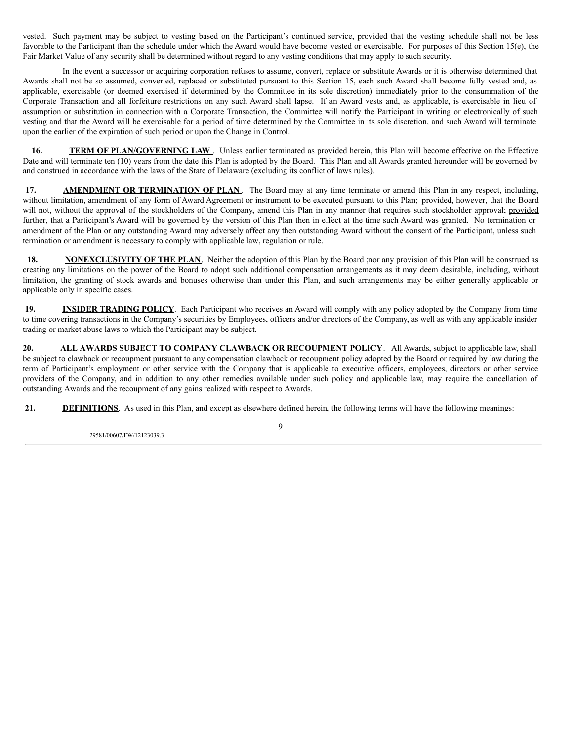vested. Such payment may be subject to vesting based on the Participant's continued service, provided that the vesting schedule shall not be less favorable to the Participant than the schedule under which the Award would have become vested or exercisable. For purposes of this Section 15(e), the Fair Market Value of any security shall be determined without regard to any vesting conditions that may apply to such security.

In the event a successor or acquiring corporation refuses to assume, convert, replace or substitute Awards or it is otherwise determined that Awards shall not be so assumed, converted, replaced or substituted pursuant to this Section 15, each such Award shall become fully vested and, as applicable, exercisable (or deemed exercised if determined by the Committee in its sole discretion) immediately prior to the consummation of the Corporate Transaction and all forfeiture restrictions on any such Award shall lapse. If an Award vests and, as applicable, is exercisable in lieu of assumption or substitution in connection with a Corporate Transaction, the Committee will notify the Participant in writing or electronically of such vesting and that the Award will be exercisable for a period of time determined by the Committee in its sole discretion, and such Award will terminate upon the earlier of the expiration of such period or upon the Change in Control.

**16. TERM OF PLAN/GOVERNING LAW**. Unless earlier terminated as provided herein, this Plan will become effective on the Effective Date and will terminate ten (10) years from the date this Plan is adopted by the Board. This Plan and all Awards granted hereunder will be governed by and construed in accordance with the laws of the State of Delaware (excluding its conflict of laws rules).

**17. AMENDMENT OR TERMINATION OF PLAN**. The Board may at any time terminate or amend this Plan in any respect, including, without limitation, amendment of any form of Award Agreement or instrument to be executed pursuant to this Plan; provided, however, that the Board will not, without the approval of the stockholders of the Company, amend this Plan in any manner that requires such stockholder approval; provided further, that a Participant's Award will be governed by the version of this Plan then in effect at the time such Award was granted. No termination or amendment of the Plan or any outstanding Award may adversely affect any then outstanding Award without the consent of the Participant, unless such termination or amendment is necessary to comply with applicable law, regulation or rule.

**18. NONEXCLUSIVITY OF THE PLAN**. Neither the adoption of this Plan by the Board ;nor any provision of this Plan will be construed as creating any limitations on the power of the Board to adopt such additional compensation arrangements as it may deem desirable, including, without limitation, the granting of stock awards and bonuses otherwise than under this Plan, and such arrangements may be either generally applicable or applicable only in specific cases.

**19. INSIDER TRADING POLICY**. Each Participant who receives an Award will comply with any policy adopted by the Company from time to time covering transactions in the Company's securities by Employees, officers and/or directors of the Company, as well as with any applicable insider trading or market abuse laws to which the Participant may be subject.

**20. ALL AWARDS SUBJECT TO COMPANY CLAWBACK OR RECOUPMENT POLICY**. All Awards, subject to applicable law, shall be subject to clawback or recoupment pursuant to any compensation clawback or recoupment policy adopted by the Board or required by law during the term of Participant's employment or other service with the Company that is applicable to executive officers, employees, directors or other service providers of the Company, and in addition to any other remedies available under such policy and applicable law, may require the cancellation of outstanding Awards and the recoupment of any gains realized with respect to Awards.

**21. DEFINITIONS**. As used in this Plan, and except as elsewhere defined herein, the following terms will have the following meanings: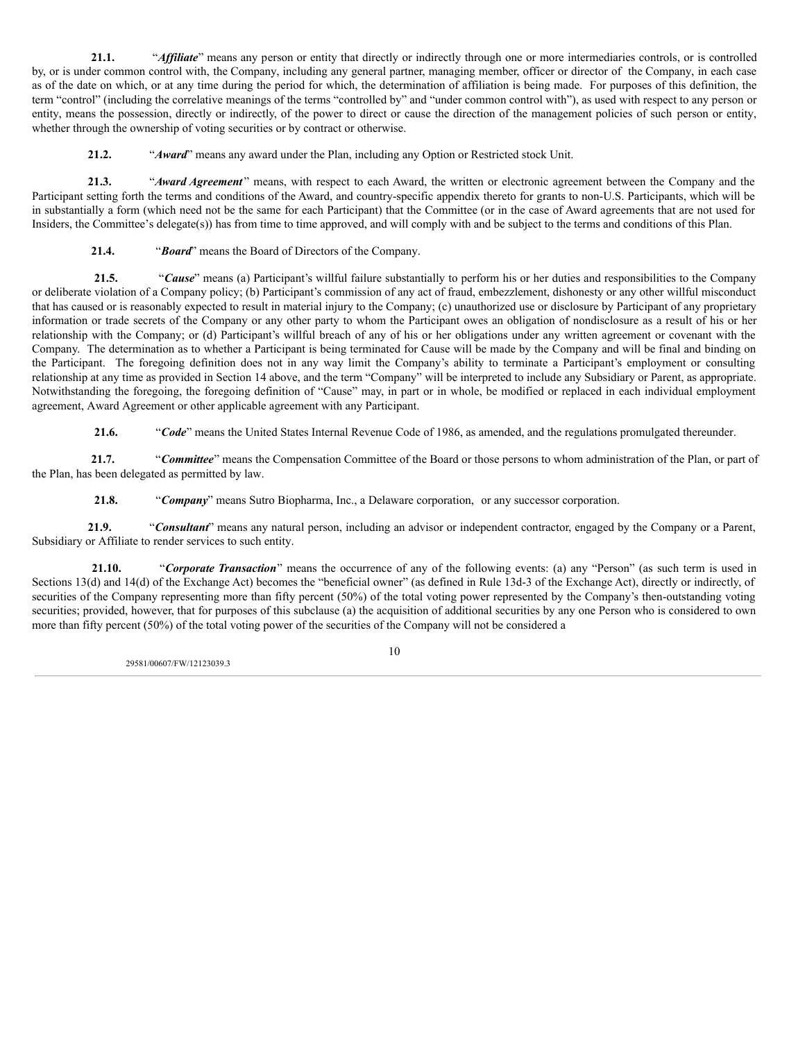**21.1.** "***Affiliate***" means any person or entity that directly or indirectly through one or more intermediaries controls, or is controlled by, or is under common control with, the Company, including any general partner, managing member, officer or director of the Company, in each case as of the date on which, or at any time during the period for which, the determination of affiliation is being made. For purposes of this definition, the term "control" (including the correlative meanings of the terms "controlled by" and "under common control with"), as used with respect to any person or entity, means the possession, directly or indirectly, of the power to direct or cause the direction of the management policies of such person or entity, whether through the ownership of voting securities or by contract or otherwise.

**21.2.** "***Award***" means any award under the Plan, including any Option or Restricted stock Unit.

**21.3.** "***Award Agreement***" means, with respect to each Award, the written or electronic agreement between the Company and the Participant setting forth the terms and conditions of the Award, and country-specific appendix thereto for grants to non-U.S. Participants, which will be in substantially a form (which need not be the same for each Participant) that the Committee (or in the case of Award agreements that are not used for Insiders, the Committee's delegate(s)) has from time to time approved, and will comply with and be subject to the terms and conditions of this Plan.

**21.4.** "***Board***" means the Board of Directors of the Company.

**21.5.** "***Cause***" means (a) Participant's willful failure substantially to perform his or her duties and responsibilities to the Company or deliberate violation of a Company policy; (b) Participant's commission of any act of fraud, embezzlement, dishonesty or any other willful misconduct that has caused or is reasonably expected to result in material injury to the Company; (c) unauthorized use or disclosure by Participant of any proprietary information or trade secrets of the Company or any other party to whom the Participant owes an obligation of nondisclosure as a result of his or her relationship with the Company; or (d) Participant's willful breach of any of his or her obligations under any written agreement or covenant with the Company. The determination as to whether a Participant is being terminated for Cause will be made by the Company and will be final and binding on the Participant. The foregoing definition does not in any way limit the Company's ability to terminate a Participant's employment or consulting relationship at any time as provided in Section 14 above, and the term "Company" will be interpreted to include any Subsidiary or Parent, as appropriate. Notwithstanding the foregoing, the foregoing definition of "Cause" may, in part or in whole, be modified or replaced in each individual employment agreement, Award Agreement or other applicable agreement with any Participant.

**21.6.** "***Code***" means the United States Internal Revenue Code of 1986, as amended, and the regulations promulgated thereunder.

**21.7.** "***Committee***" means the Compensation Committee of the Board or those persons to whom administration of the Plan, or part of the Plan, has been delegated as permitted by law.

**21.8.** "***Company***" means Sutro Biopharma, Inc., a Delaware corporation, or any successor corporation.

**21.9.** "***Consultant***" means any natural person, including an advisor or independent contractor, engaged by the Company or a Parent, Subsidiary or Affiliate to render services to such entity.

**21.10.** "***Corporate Transaction***" means the occurrence of any of the following events: (a) any "Person" (as such term is used in Sections 13(d) and 14(d) of the Exchange Act) becomes the "beneficial owner" (as defined in Rule 13d-3 of the Exchange Act), directly or indirectly, of securities of the Company representing more than fifty percent (50%) of the total voting power represented by the Company's then-outstanding voting securities; provided, however, that for purposes of this subclause (a) the acquisition of additional securities by any one Person who is considered to own more than fifty percent (50%) of the total voting power of the securities of the Company will not be considered a

29581/00607/FW/12123039.3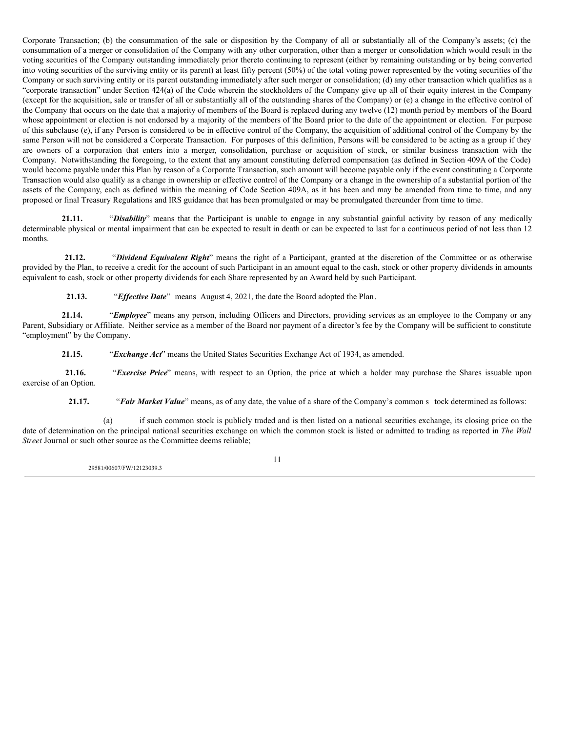Corporate Transaction; (b) the consummation of the sale or disposition by the Company of all or substantially all of the Company's assets; (c) the consummation of a merger or consolidation of the Company with any other corporation, other than a merger or consolidation which would result in the voting securities of the Company outstanding immediately prior thereto continuing to represent (either by remaining outstanding or by being converted into voting securities of the surviving entity or its parent) at least fifty percent (50%) of the total voting power represented by the voting securities of the Company or such surviving entity or its parent outstanding immediately after such merger or consolidation; (d) any other transaction which qualifies as a "corporate transaction" under Section 424(a) of the Code wherein the stockholders of the Company give up all of their equity interest in the Company (except for the acquisition, sale or transfer of all or substantially all of the outstanding shares of the Company) or (e) a change in the effective control of the Company that occurs on the date that a majority of members of the Board is replaced during any twelve (12) month period by members of the Board whose appointment or election is not endorsed by a majority of the members of the Board prior to the date of the appointment or election. For purpose of this subclause (e), if any Person is considered to be in effective control of the Company, the acquisition of additional control of the Company by the same Person will not be considered a Corporate Transaction. For purposes of this definition, Persons will be considered to be acting as a group if they are owners of a corporation that enters into a merger, consolidation, purchase or acquisition of stock, or similar business transaction with the Company. Notwithstanding the foregoing, to the extent that any amount constituting deferred compensation (as defined in Section 409A of the Code) would become payable under this Plan by reason of a Corporate Transaction, such amount will become payable only if the event constituting a Corporate Transaction would also qualify as a change in ownership or effective control of the Company or a change in the ownership of a substantial portion of the assets of the Company, each as defined within the meaning of Code Section 409A, as it has been and may be amended from time to time, and any proposed or final Treasury Regulations and IRS guidance that has been promulgated or may be promulgated thereunder from time to time.

**21.11.** "***Disability***" means that the Participant is unable to engage in any substantial gainful activity by reason of any medically determinable physical or mental impairment that can be expected to result in death or can be expected to last for a continuous period of not less than 12 months.

**21.12.** "***Dividend Equivalent Right***" means the right of a Participant, granted at the discretion of the Committee or as otherwise provided by the Plan, to receive a credit for the account of such Participant in an amount equal to the cash, stock or other property dividends in amounts equivalent to cash, stock or other property dividends for each Share represented by an Award held by such Participant.

**21.13.** "***Effective Date***" means August 4, 2021, the date the Board adopted the Plan.

**21.14.** "***Employee***" means any person, including Officers and Directors, providing services as an employee to the Company or any Parent, Subsidiary or Affiliate. Neither service as a member of the Board nor payment of a director's fee by the Company will be sufficient to constitute "employment" by the Company.

**21.15.** "***Exchange Act***" means the United States Securities Exchange Act of 1934, as amended.

**21.16.** "***Exercise Price***" means, with respect to an Option, the price at which a holder may purchase the Shares issuable upon exercise of an Option.

**21.17.** "***Fair Market Value***" means, as of any date, the value of a share of the Company's common stock determined as follows:

(a) if such common stock is publicly traded and is then listed on a national securities exchange, its closing price on the date of determination on the principal national securities exchange on which the common stock is listed or admitted to trading as reported in *The Wall Street* Journal or such other source as the Committee deems reliable;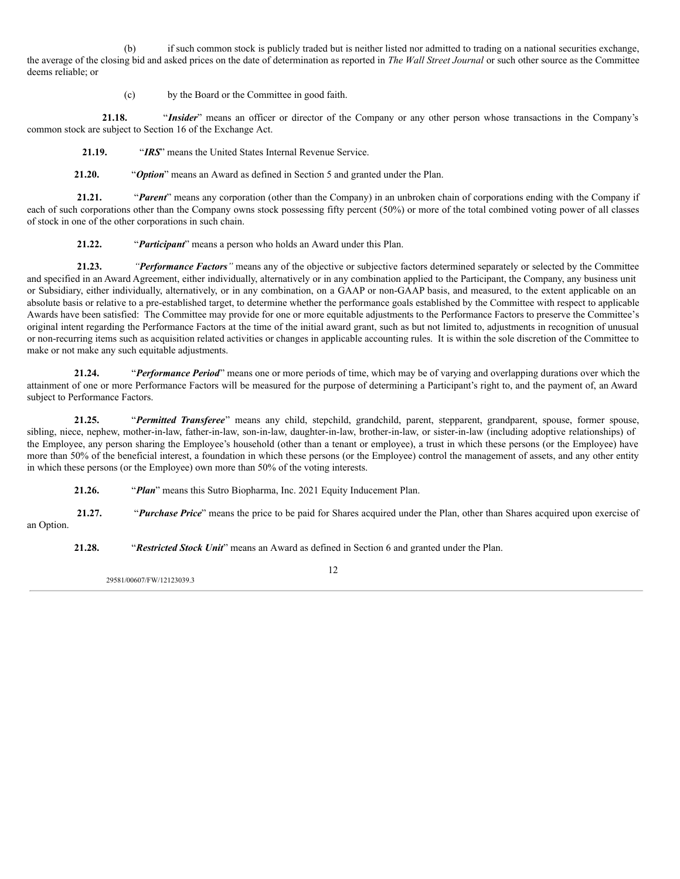(b) if such common stock is publicly traded but is neither listed nor admitted to trading on a national securities exchange, the average of the closing bid and asked prices on the date of determination as reported in *The Wall Street Journal* or such other source as the Committee deems reliable; or

(c) by the Board or the Committee in good faith.

**21.18.** "***Insider***" means an officer or director of the Company or any other person whose transactions in the Company's common stock are subject to Section 16 of the Exchange Act.

**21.19.** "***IRS***" means the United States Internal Revenue Service.

**21.20.** "***Option***" means an Award as defined in Section 5 and granted under the Plan.

**21.21.** "***Parent***" means any corporation (other than the Company) in an unbroken chain of corporations ending with the Company if each of such corporations other than the Company owns stock possessing fifty percent (50%) or more of the total combined voting power of all classes of stock in one of the other corporations in such chain.

**21.22.** "***Participant***" means a person who holds an Award under this Plan.

**21.23.** "***Performance Factors***" means any of the objective or subjective factors determined separately or selected by the Committee and specified in an Award Agreement, either individually, alternatively or in any combination applied to the Participant, the Company, any business unit or Subsidiary, either individually, alternatively, or in any combination, on a GAAP or non-GAAP basis, and measured, to the extent applicable on an absolute basis or relative to a pre-established target, to determine whether the performance goals established by the Committee with respect to applicable Awards have been satisfied: The Committee may provide for one or more equitable adjustments to the Performance Factors to preserve the Committee's original intent regarding the Performance Factors at the time of the initial award grant, such as but not limited to, adjustments in recognition of unusual or non-recurring items such as acquisition related activities or changes in applicable accounting rules. It is within the sole discretion of the Committee to make or not make any such equitable adjustments.

**21.24.** "***Performance Period***" means one or more periods of time, which may be of varying and overlapping durations over which the attainment of one or more Performance Factors will be measured for the purpose of determining a Participant's right to, and the payment of, an Award subject to Performance Factors.

**21.25.** "***Permitted Transferee***" means any child, stepchild, grandchild, parent, stepparent, grandparent, spouse, former spouse, sibling, niece, nephew, mother-in-law, father-in-law, son-in-law, daughter-in-law, brother-in-law, or sister-in-law (including adoptive relationships) of the Employee, any person sharing the Employee's household (other than a tenant or employee), a trust in which these persons (or the Employee) have more than 50% of the beneficial interest, a foundation in which these persons (or the Employee) control the management of assets, and any other entity in which these persons (or the Employee) own more than 50% of the voting interests.

**21.26.** "***Plan***" means this Sutro Biopharma, Inc. 2021 Equity Inducement Plan.

**21.27.** "***Purchase Price***" means the price to be paid for Shares acquired under the Plan, other than Shares acquired upon exercise of an Option.

**21.28.** "***Restricted Stock Unit***" means an Award as defined in Section 6 and granted under the Plan.

29581/00607/FW/12123039.3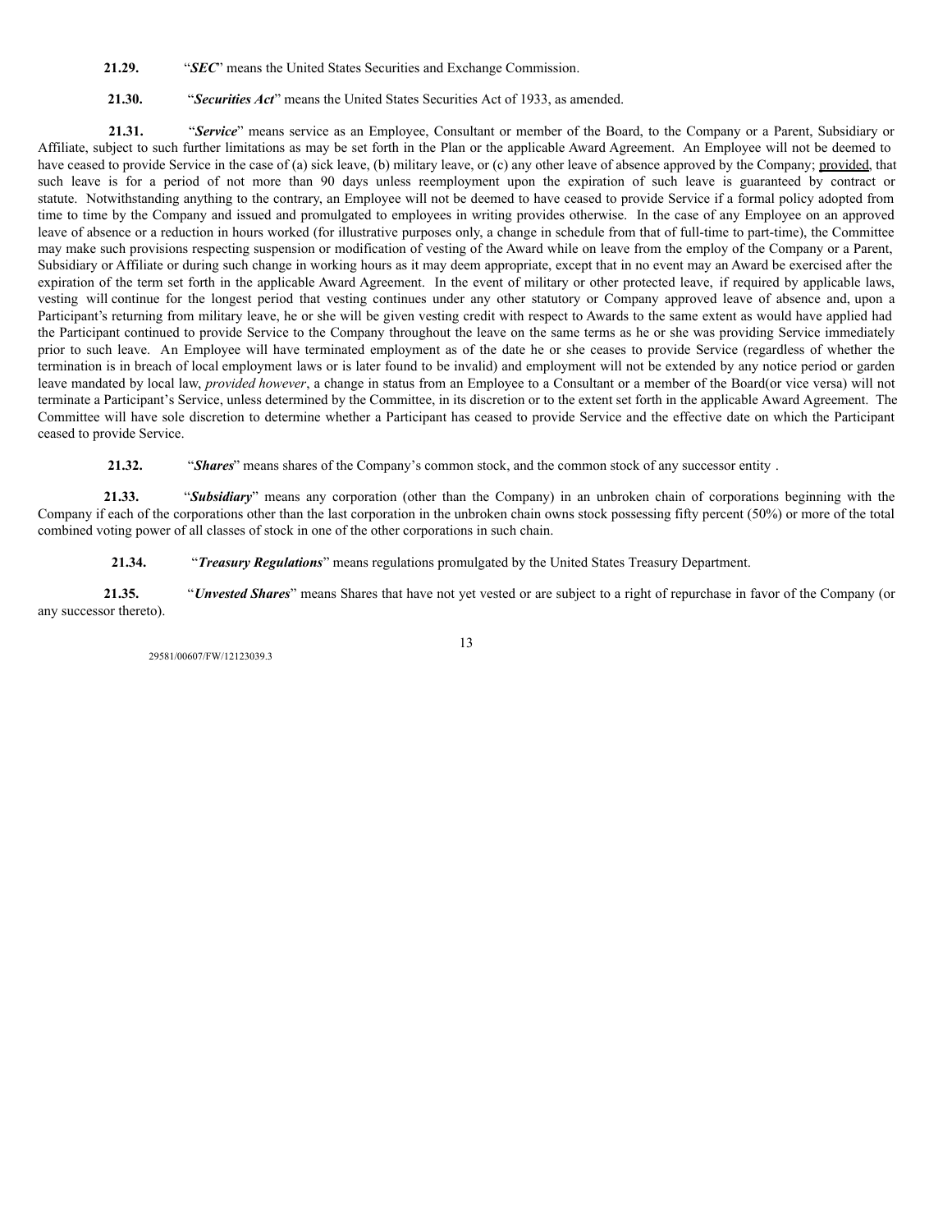**21.29.** "***SEC***" means the United States Securities and Exchange Commission.

**21.30.** "***Securities Act***" means the United States Securities Act of 1933, as amended.

**21.31.** "***Service***" means service as an Employee, Consultant or member of the Board, to the Company or a Parent, Subsidiary or Affiliate, subject to such further limitations as may be set forth in the Plan or the applicable Award Agreement. An Employee will not be deemed to have ceased to provide Service in the case of (a) sick leave, (b) military leave, or (c) any other leave of absence approved by the Company; provided, that such leave is for a period of not more than 90 days unless reemployment upon the expiration of such leave is guaranteed by contract or statute. Notwithstanding anything to the contrary, an Employee will not be deemed to have ceased to provide Service if a formal policy adopted from time to time by the Company and issued and promulgated to employees in writing provides otherwise. In the case of any Employee on an approved leave of absence or a reduction in hours worked (for illustrative purposes only, a change in schedule from that of full-time to part-time), the Committee may make such provisions respecting suspension or modification of vesting of the Award while on leave from the employ of the Company or a Parent, Subsidiary or Affiliate or during such change in working hours as it may deem appropriate, except that in no event may an Award be exercised after the expiration of the term set forth in the applicable Award Agreement. In the event of military or other protected leave, if required by applicable laws, vesting will continue for the longest period that vesting continues under any other statutory or Company approved leave of absence and, upon a Participant's returning from military leave, he or she will be given vesting credit with respect to Awards to the same extent as would have applied had the Participant continued to provide Service to the Company throughout the leave on the same terms as he or she was providing Service immediately prior to such leave. An Employee will have terminated employment as of the date he or she ceases to provide Service (regardless of whether the termination is in breach of local employment laws or is later found to be invalid) and employment will not be extended by any notice period or garden leave mandated by local law, *provided however*, a change in status from an Employee to a Consultant or a member of the Board(or vice versa) will not terminate a Participant's Service, unless determined by the Committee, in its discretion or to the extent set forth in the applicable Award Agreement. The Committee will have sole discretion to determine whether a Participant has ceased to provide Service and the effective date on which the Participant ceased to provide Service.

**21.32.** "***Shares***" means shares of the Company's common stock, and the common stock of any successor entity .

**21.33.** "***Subsidiary***" means any corporation (other than the Company) in an unbroken chain of corporations beginning with the Company if each of the corporations other than the last corporation in the unbroken chain owns stock possessing fifty percent (50%) or more of the total combined voting power of all classes of stock in one of the other corporations in such chain.

**21.34.** "***Treasury Regulations***" means regulations promulgated by the United States Treasury Department.

**21.35.** "***Unvested Shares***" means Shares that have not yet vested or are subject to a right of repurchase in favor of the Company (or any successor thereto).

29581/00607/FW/12123039.3